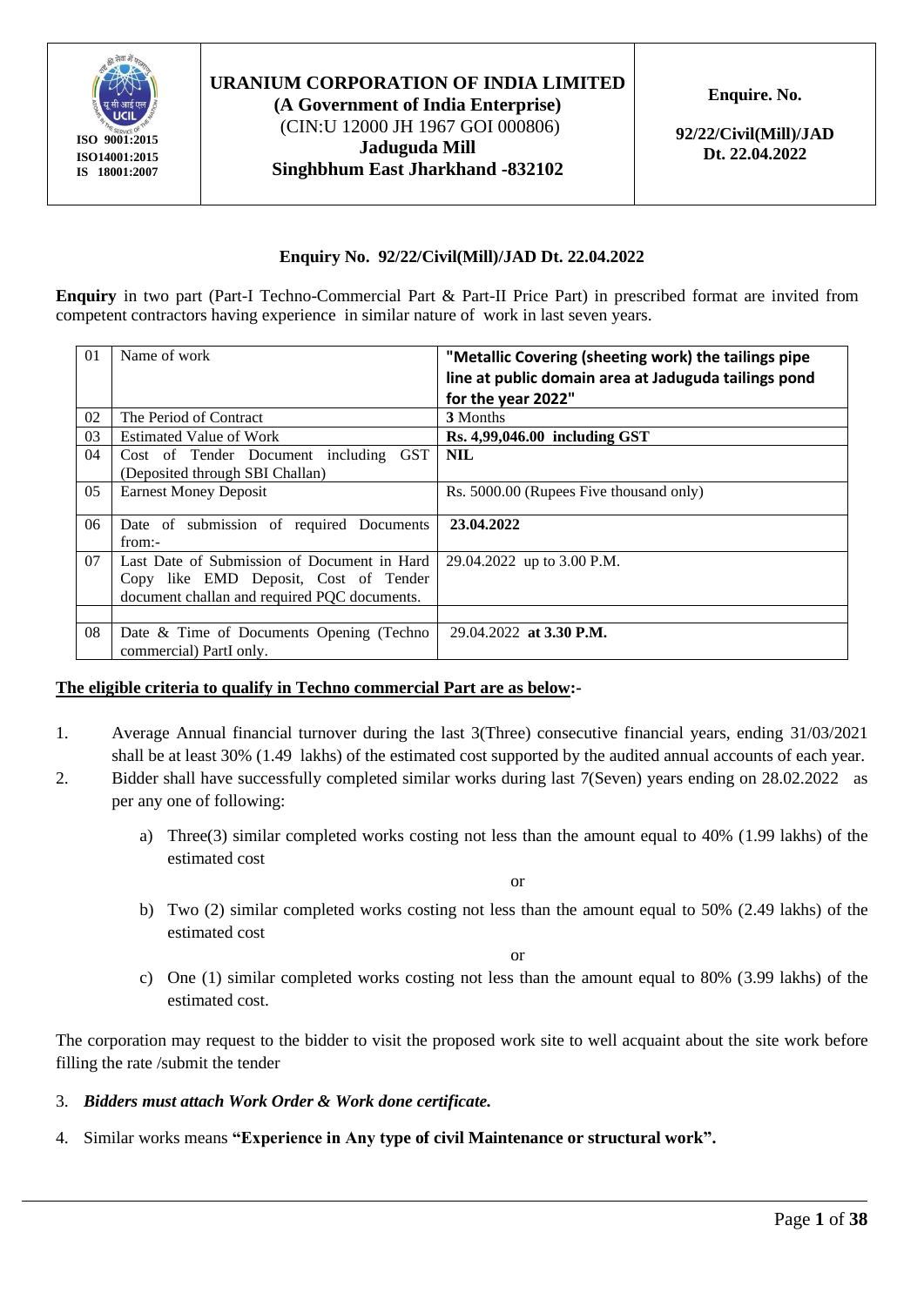| ISO 9001:2015 ISO14001:2015 IS 18001:2007 | **URANIUM CORPORATION OF INDIA LIMITED** **(A Government of India Enterprise)** (CIN:U 12000 JH 1967 GOI 000806) **Jaduguda Mill** **Singhbhum East Jharkhand -832102** | **Enquire. No.** **92/22/Civil(Mill)/JAD Dt. 22.04.2022** |
|---|---|---|

**Enquiry No. 92/22/Civil(Mill)/JAD Dt. 22.04.2022**

**Enquiry** in two part (Part-I Techno-Commercial Part & Part-II Price Part) in prescribed format are invited from competent contractors having experience in similar nature of work in last seven years.

| 01 | Name of work | **"Metallic Covering (sheeting work) the tailings pipe line at public domain area at Jaduguda tailings pond for the year 2022"** |
|---|---|---|
| 02 | The Period of Contract | **3** Months |
| 03 | Estimated Value of Work | **Rs. 4,99,046.00 including GST** |
| 04 | Cost of Tender Document including GST (Deposited through SBI Challan) | **NIL** |
| 05 | Earnest Money Deposit | Rs. 5000.00 (Rupees Five thousand only) |
| 06 | Date of submission of required Documents from:- | **23.04.2022** |
| 07 | Last Date of Submission of Document in Hard Copy like EMD Deposit, Cost of Tender document challan and required PQC documents. | 29.04.2022 up to 3.00 P.M. |
| | | |
| 08 | Date & Time of Documents Opening (Techno commercial) PartI only. | 29.04.2022 **at 3.30 P.M.** |

**The eligible criteria to qualify in Techno commercial Part are as below:-**

1. Average Annual financial turnover during the last 3(Three) consecutive financial years, ending 31/03/2021 shall be at least 30% (1.49 lakhs) of the estimated cost supported by the audited annual accounts of each year.
2. Bidder shall have successfully completed similar works during last 7(Seven) years ending on 28.02.2022 as per any one of following:

   a) Three(3) similar completed works costing not less than the amount equal to 40% (1.99 lakhs) of the estimated cost

   or

   b) Two (2) similar completed works costing not less than the amount equal to 50% (2.49 lakhs) of the estimated cost

   or

   c) One (1) similar completed works costing not less than the amount equal to 80% (3.99 lakhs) of the estimated cost.

The corporation may request to the bidder to visit the proposed work site to well acquaint about the site work before filling the rate /submit the tender

3. ***Bidders must attach Work Order & Work done certificate.***
4. Similar works means **"Experience in Any type of civil Maintenance or structural work".**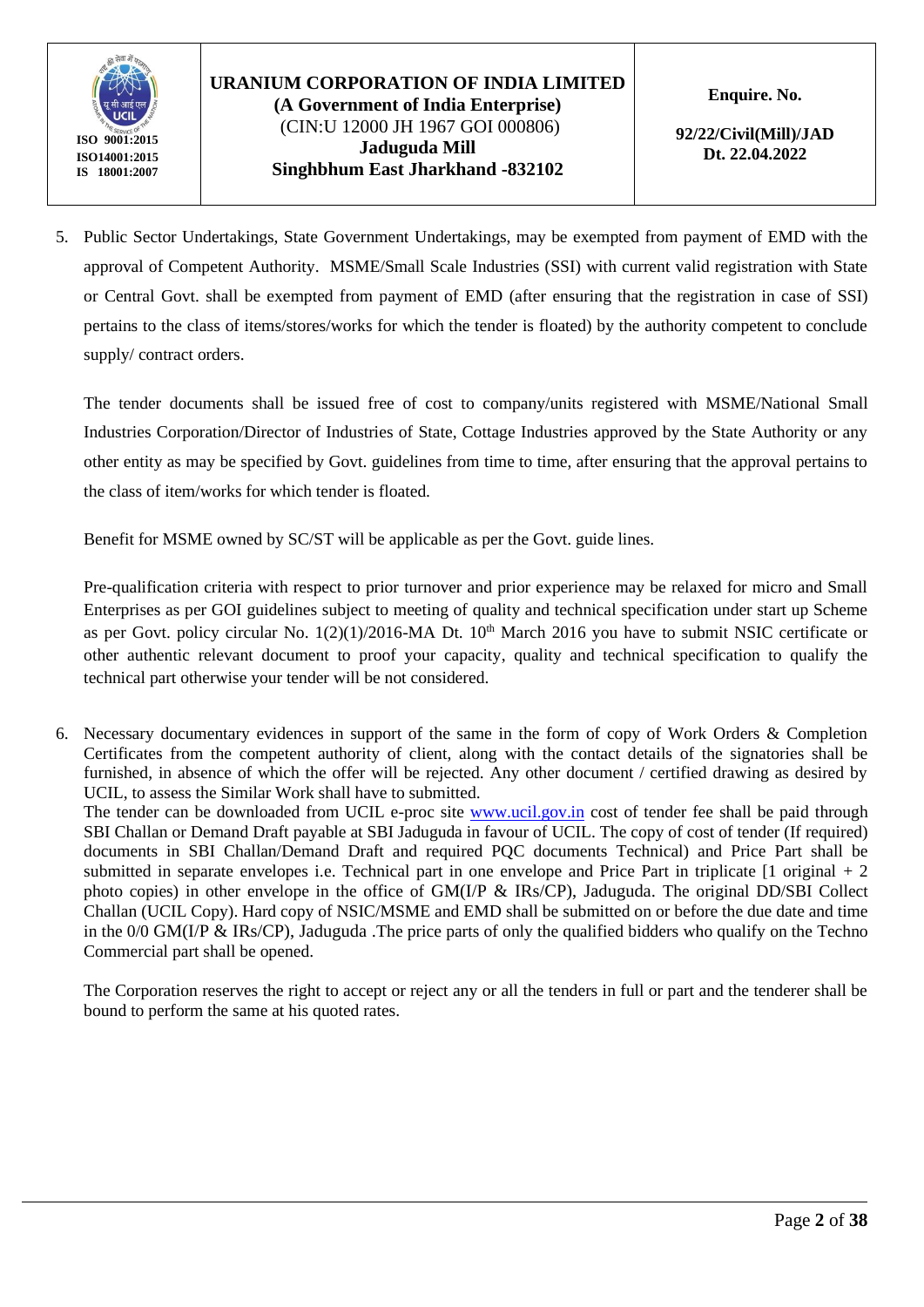5. Public Sector Undertakings, State Government Undertakings, may be exempted from payment of EMD with the approval of Competent Authority. MSME/Small Scale Industries (SSI) with current valid registration with State or Central Govt. shall be exempted from payment of EMD (after ensuring that the registration in case of SSI) pertains to the class of items/stores/works for which the tender is floated) by the authority competent to conclude supply/ contract orders.

   The tender documents shall be issued free of cost to company/units registered with MSME/National Small Industries Corporation/Director of Industries of State, Cottage Industries approved by the State Authority or any other entity as may be specified by Govt. guidelines from time to time, after ensuring that the approval pertains to the class of item/works for which tender is floated.

   Benefit for MSME owned by SC/ST will be applicable as per the Govt. guide lines.

   Pre-qualification criteria with respect to prior turnover and prior experience may be relaxed for micro and Small Enterprises as per GOI guidelines subject to meeting of quality and technical specification under start up Scheme as per Govt. policy circular No. 1(2)(1)/2016-MA Dt. 10th March 2016 you have to submit NSIC certificate or other authentic relevant document to proof your capacity, quality and technical specification to qualify the technical part otherwise your tender will be not considered.

6. Necessary documentary evidences in support of the same in the form of copy of Work Orders & Completion Certificates from the competent authority of client, along with the contact details of the signatories shall be furnished, in absence of which the offer will be rejected. Any other document / certified drawing as desired by UCIL, to assess the Similar Work shall have to submitted.
   The tender can be downloaded from UCIL e-proc site www.ucil.gov.in cost of tender fee shall be paid through SBI Challan or Demand Draft payable at SBI Jaduguda in favour of UCIL. The copy of cost of tender (If required) documents in SBI Challan/Demand Draft and required PQC documents Technical) and Price Part shall be submitted in separate envelopes i.e. Technical part in one envelope and Price Part in triplicate [1 original + 2 photo copies) in other envelope in the office of GM(I/P & IRs/CP), Jaduguda. The original DD/SBI Collect Challan (UCIL Copy). Hard copy of NSIC/MSME and EMD shall be submitted on or before the due date and time in the 0/0 GM(I/P & IRs/CP), Jaduguda .The price parts of only the qualified bidders who qualify on the Techno Commercial part shall be opened.

   The Corporation reserves the right to accept or reject any or all the tenders in full or part and the tenderer shall be bound to perform the same at his quoted rates.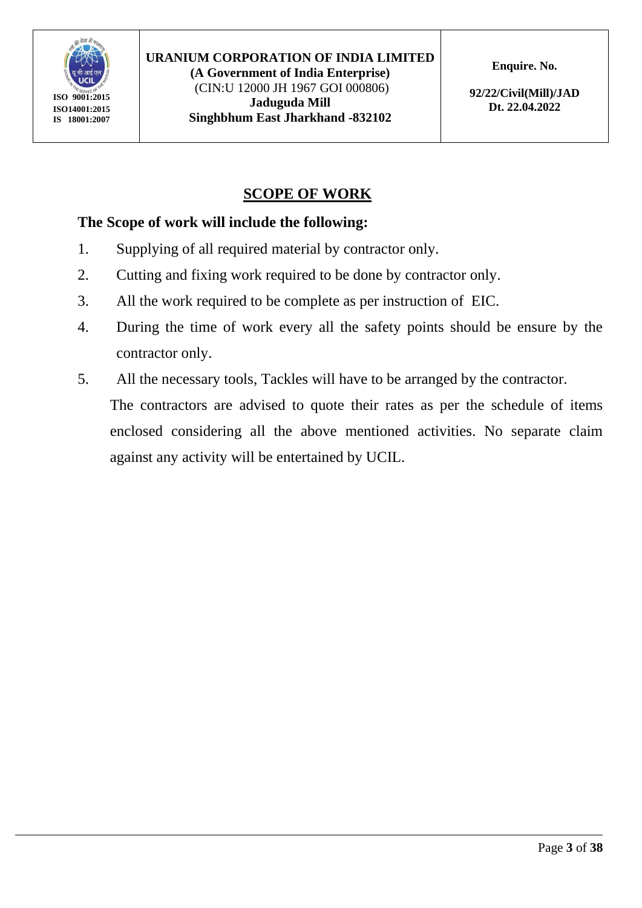## SCOPE OF WORK

### The Scope of work will include the following:

1. Supplying of all required material by contractor only.
2. Cutting and fixing work required to be done by contractor only.
3. All the work required to be complete as per instruction of EIC.
4. During the time of work every all the safety points should be ensure by the contractor only.
5. All the necessary tools, Tackles will have to be arranged by the contractor.

The contractors are advised to quote their rates as per the schedule of items enclosed considering all the above mentioned activities. No separate claim against any activity will be entertained by UCIL.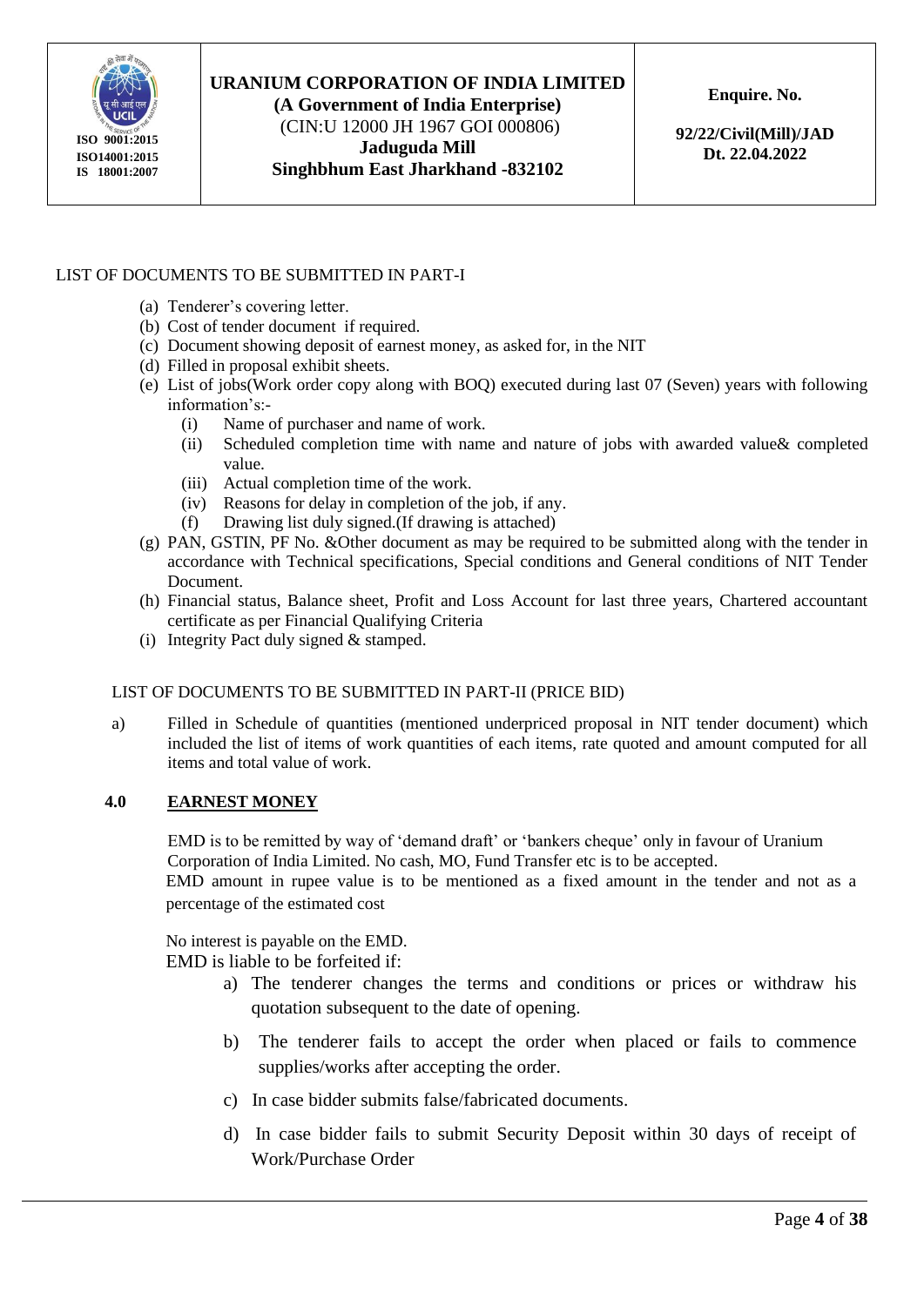LIST OF DOCUMENTS TO BE SUBMITTED IN PART-I

(a) Tenderer's covering letter.
(b) Cost of tender document if required.
(c) Document showing deposit of earnest money, as asked for, in the NIT
(d) Filled in proposal exhibit sheets.
(e) List of jobs(Work order copy along with BOQ) executed during last 07 (Seven) years with following information's:-
    - (i) Name of purchaser and name of work.
    - (ii) Scheduled completion time with name and nature of jobs with awarded value& completed value.
    - (iii) Actual completion time of the work.
    - (iv) Reasons for delay in completion of the job, if any.
    - (f) Drawing list duly signed.(If drawing is attached)
(g) PAN, GSTIN, PF No. &Other document as may be required to be submitted along with the tender in accordance with Technical specifications, Special conditions and General conditions of NIT Tender Document.
(h) Financial status, Balance sheet, Profit and Loss Account for last three years, Chartered accountant certificate as per Financial Qualifying Criteria
(i) Integrity Pact duly signed & stamped.

LIST OF DOCUMENTS TO BE SUBMITTED IN PART-II (PRICE BID)

a) Filled in Schedule of quantities (mentioned underpriced proposal in NIT tender document) which included the list of items of work quantities of each items, rate quoted and amount computed for all items and total value of work.

## 4.0 EARNEST MONEY

EMD is to be remitted by way of 'demand draft' or 'bankers cheque' only in favour of Uranium Corporation of India Limited. No cash, MO, Fund Transfer etc is to be accepted.
EMD amount in rupee value is to be mentioned as a fixed amount in the tender and not as a percentage of the estimated cost

No interest is payable on the EMD.
EMD is liable to be forfeited if:

a) The tenderer changes the terms and conditions or prices or withdraw his quotation subsequent to the date of opening.

b) The tenderer fails to accept the order when placed or fails to commence supplies/works after accepting the order.

c) In case bidder submits false/fabricated documents.

d) In case bidder fails to submit Security Deposit within 30 days of receipt of Work/Purchase Order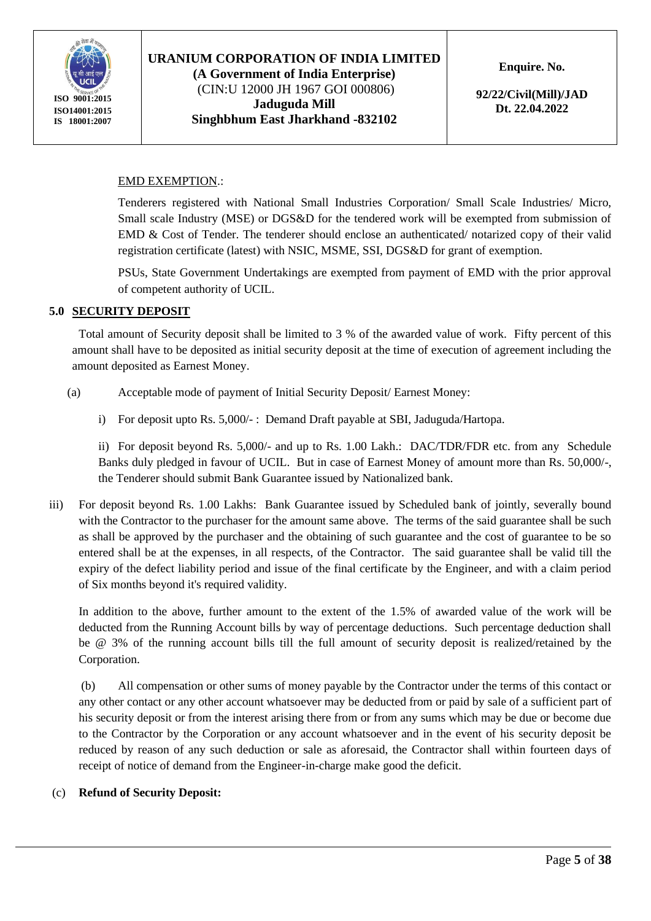EMD EXEMPTION.:

Tenderers registered with National Small Industries Corporation/ Small Scale Industries/ Micro, Small scale Industry (MSE) or DGS&D for the tendered work will be exempted from submission of EMD & Cost of Tender. The tenderer should enclose an authenticated/ notarized copy of their valid registration certificate (latest) with NSIC, MSME, SSI, DGS&D for grant of exemption.

PSUs, State Government Undertakings are exempted from payment of EMD with the prior approval of competent authority of UCIL.

## 5.0 SECURITY DEPOSIT

Total amount of Security deposit shall be limited to 3 % of the awarded value of work. Fifty percent of this amount shall have to be deposited as initial security deposit at the time of execution of agreement including the amount deposited as Earnest Money.

(a) Acceptable mode of payment of Initial Security Deposit/ Earnest Money:

i) For deposit upto Rs. 5,000/- : Demand Draft payable at SBI, Jaduguda/Hartopa.

ii) For deposit beyond Rs. 5,000/- and up to Rs. 1.00 Lakh.: DAC/TDR/FDR etc. from any Schedule Banks duly pledged in favour of UCIL. But in case of Earnest Money of amount more than Rs. 50,000/-, the Tenderer should submit Bank Guarantee issued by Nationalized bank.

iii) For deposit beyond Rs. 1.00 Lakhs: Bank Guarantee issued by Scheduled bank of jointly, severally bound with the Contractor to the purchaser for the amount same above. The terms of the said guarantee shall be such as shall be approved by the purchaser and the obtaining of such guarantee and the cost of guarantee to be so entered shall be at the expenses, in all respects, of the Contractor. The said guarantee shall be valid till the expiry of the defect liability period and issue of the final certificate by the Engineer, and with a claim period of Six months beyond it's required validity.

In addition to the above, further amount to the extent of the 1.5% of awarded value of the work will be deducted from the Running Account bills by way of percentage deductions. Such percentage deduction shall be @ 3% of the running account bills till the full amount of security deposit is realized/retained by the Corporation.

(b) All compensation or other sums of money payable by the Contractor under the terms of this contact or any other contact or any other account whatsoever may be deducted from or paid by sale of a sufficient part of his security deposit or from the interest arising there from or from any sums which may be due or become due to the Contractor by the Corporation or any account whatsoever and in the event of his security deposit be reduced by reason of any such deduction or sale as aforesaid, the Contractor shall within fourteen days of receipt of notice of demand from the Engineer-in-charge make good the deficit.

(c) **Refund of Security Deposit:**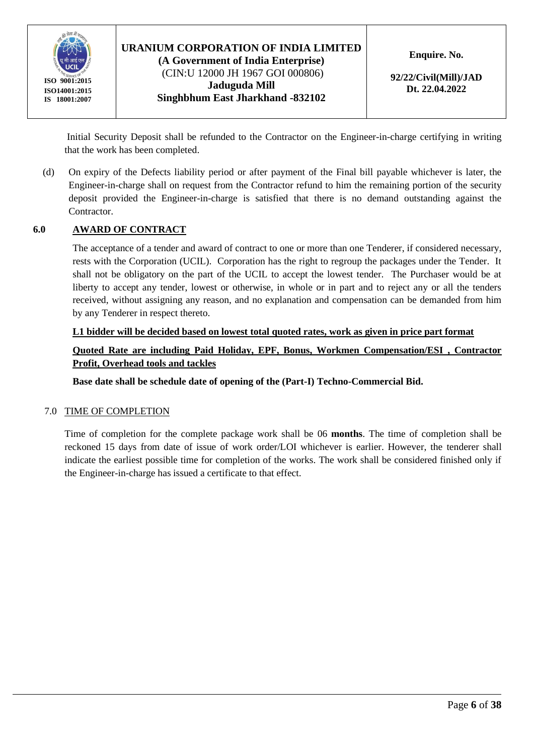Initial Security Deposit shall be refunded to the Contractor on the Engineer-in-charge certifying in writing that the work has been completed.

(d) On expiry of the Defects liability period or after payment of the Final bill payable whichever is later, the Engineer-in-charge shall on request from the Contractor refund to him the remaining portion of the security deposit provided the Engineer-in-charge is satisfied that there is no demand outstanding against the Contractor.

## 6.0 AWARD OF CONTRACT

The acceptance of a tender and award of contract to one or more than one Tenderer, if considered necessary, rests with the Corporation (UCIL). Corporation has the right to regroup the packages under the Tender. It shall not be obligatory on the part of the UCIL to accept the lowest tender. The Purchaser would be at liberty to accept any tender, lowest or otherwise, in whole or in part and to reject any or all the tenders received, without assigning any reason, and no explanation and compensation can be demanded from him by any Tenderer in respect thereto.

**L1 bidder will be decided based on lowest total quoted rates, work as given in price part format**

**Quoted Rate are including Paid Holiday, EPF, Bonus, Workmen Compensation/ESI , Contractor Profit, Overhead tools and tackles**

**Base date shall be schedule date of opening of the (Part-I) Techno-Commercial Bid.**

## 7.0 TIME OF COMPLETION

Time of completion for the complete package work shall be 06 **months**. The time of completion shall be reckoned 15 days from date of issue of work order/LOI whichever is earlier. However, the tenderer shall indicate the earliest possible time for completion of the works. The work shall be considered finished only if the Engineer-in-charge has issued a certificate to that effect.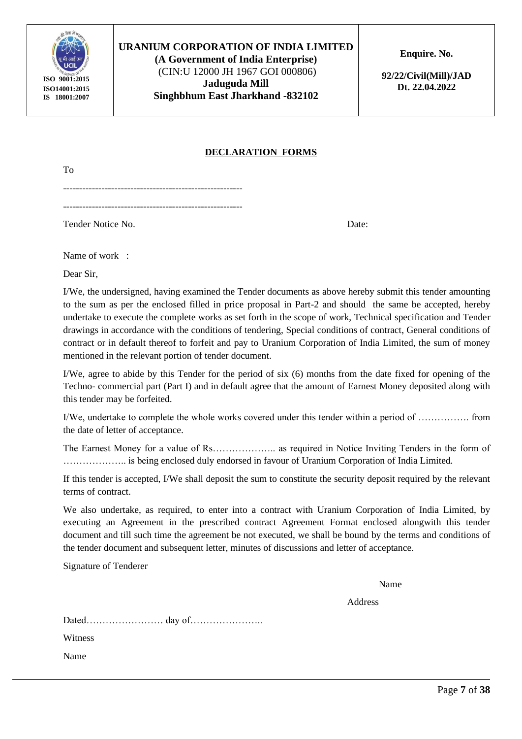| ISO 9001:2015<br>ISO14001:2015<br>IS 18001:2007 | **URANIUM CORPORATION OF INDIA LIMITED**<br>**(A Government of India Enterprise)**<br>(CIN:U 12000 JH 1967 GOI 000806)<br>**Jaduguda Mill**<br>**Singhbhum East Jharkhand -832102** | **Enquire. No.**<br>**92/22/Civil(Mill)/JAD**<br>**Dt. 22.04.2022** |
|---|---|---|

## DECLARATION FORMS

To

--------------------------------------------------------

--------------------------------------------------------

Tender Notice No. Date:

Name of work :

Dear Sir,

I/We, the undersigned, having examined the Tender documents as above hereby submit this tender amounting to the sum as per the enclosed filled in price proposal in Part-2 and should the same be accepted, hereby undertake to execute the complete works as set forth in the scope of work, Technical specification and Tender drawings in accordance with the conditions of tendering, Special conditions of contract, General conditions of contract or in default thereof to forfeit and pay to Uranium Corporation of India Limited, the sum of money mentioned in the relevant portion of tender document.

I/We, agree to abide by this Tender for the period of six (6) months from the date fixed for opening of the Techno- commercial part (Part I) and in default agree that the amount of Earnest Money deposited along with this tender may be forfeited.

I/We, undertake to complete the whole works covered under this tender within a period of ……………. from the date of letter of acceptance.

The Earnest Money for a value of Rs……………….. as required in Notice Inviting Tenders in the form of ……………….. is being enclosed duly endorsed in favour of Uranium Corporation of India Limited.

If this tender is accepted, I/We shall deposit the sum to constitute the security deposit required by the relevant terms of contract.

We also undertake, as required, to enter into a contract with Uranium Corporation of India Limited, by executing an Agreement in the prescribed contract Agreement Format enclosed alongwith this tender document and till such time the agreement be not executed, we shall be bound by the terms and conditions of the tender document and subsequent letter, minutes of discussions and letter of acceptance.

Signature of Tenderer

Name

Address

Dated…………………… day of…………………..

Witness

Name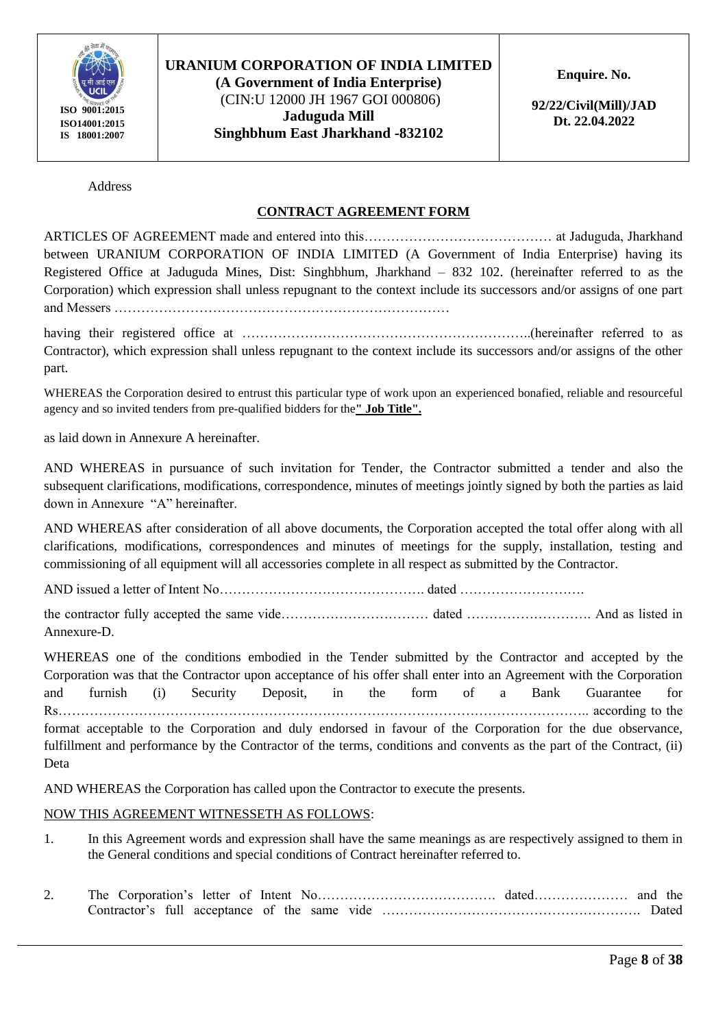Address

## CONTRACT AGREEMENT FORM

ARTICLES OF AGREEMENT made and entered into this…………………………………… at Jaduguda, Jharkhand between URANIUM CORPORATION OF INDIA LIMITED (A Government of India Enterprise) having its Registered Office at Jaduguda Mines, Dist: Singhbhum, Jharkhand – 832 102. (hereinafter referred to as the Corporation) which expression shall unless repugnant to the context include its successors and/or assigns of one part and Messers ………………………………………………………………

having their registered office at ………………………………………………………..(hereinafter referred to as Contractor), which expression shall unless repugnant to the context include its successors and/or assigns of the other part.

WHEREAS the Corporation desired to entrust this particular type of work upon an experienced bonafied, reliable and resourceful agency and so invited tenders from pre-qualified bidders for the **" Job Title".**

as laid down in Annexure A hereinafter.

AND WHEREAS in pursuance of such invitation for Tender, the Contractor submitted a tender and also the subsequent clarifications, modifications, correspondence, minutes of meetings jointly signed by both the parties as laid down in Annexure "A" hereinafter.

AND WHEREAS after consideration of all above documents, the Corporation accepted the total offer along with all clarifications, modifications, correspondences and minutes of meetings for the supply, installation, testing and commissioning of all equipment will all accessories complete in all respect as submitted by the Contractor.

AND issued a letter of Intent No………………………………………. dated ……………………….

the contractor fully accepted the same vide…………………………… dated ………………………. And as listed in Annexure-D.

WHEREAS one of the conditions embodied in the Tender submitted by the Contractor and accepted by the Corporation was that the Contractor upon acceptance of his offer shall enter into an Agreement with the Corporation and furnish (i) Security Deposit, in the form of a Bank Guarantee for Rs……………………………………………………………………………………………………….. according to the format acceptable to the Corporation and duly endorsed in favour of the Corporation for the due observance, fulfillment and performance by the Contractor of the terms, conditions and convents as the part of the Contract, (ii) Deta

AND WHEREAS the Corporation has called upon the Contractor to execute the presents.

NOW THIS AGREEMENT WITNESSETH AS FOLLOWS:

1. In this Agreement words and expression shall have the same meanings as are respectively assigned to them in the General conditions and special conditions of Contract hereinafter referred to.

2. The Corporation's letter of Intent No…………………………………. dated………………… and the Contractor's full acceptance of the same vide …………………………………………………. Dated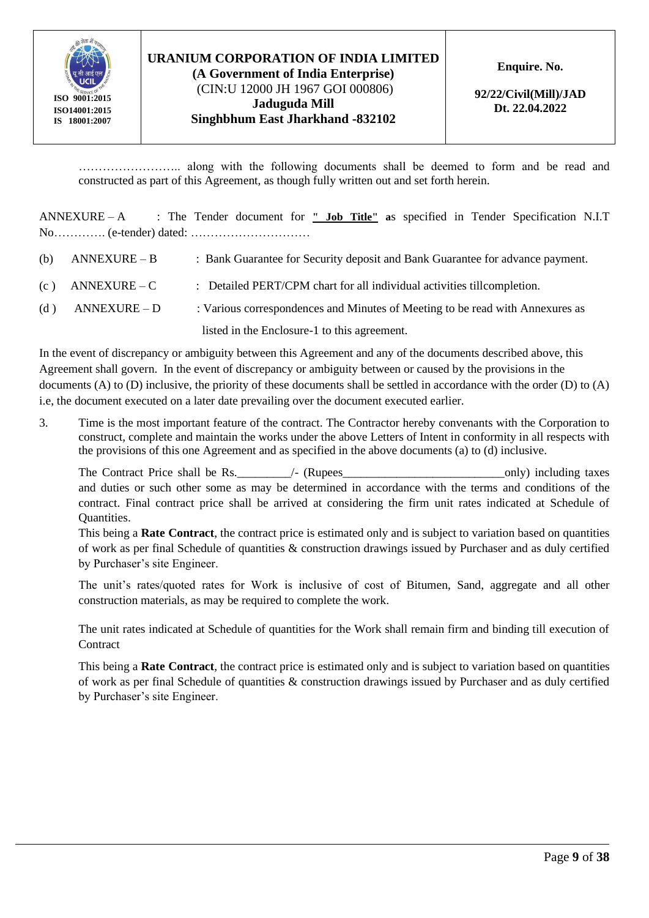……………………. along with the following documents shall be deemed to form and be read and constructed as part of this Agreement, as though fully written out and set forth herein.

ANNEXURE – A : The Tender document for **" Job Title"** **a**s specified in Tender Specification N.I.T No…………. (e-tender) dated: …………………………

(b) ANNEXURE – B : Bank Guarantee for Security deposit and Bank Guarantee for advance payment.

(c ) ANNEXURE – C : Detailed PERT/CPM chart for all individual activities tillcompletion.

(d ) ANNEXURE – D : Various correspondences and Minutes of Meeting to be read with Annexures as listed in the Enclosure-1 to this agreement.

In the event of discrepancy or ambiguity between this Agreement and any of the documents described above, this Agreement shall govern. In the event of discrepancy or ambiguity between or caused by the provisions in the documents (A) to (D) inclusive, the priority of these documents shall be settled in accordance with the order (D) to (A) i.e, the document executed on a later date prevailing over the document executed earlier.

3. Time is the most important feature of the contract. The Contractor hereby convenants with the Corporation to construct, complete and maintain the works under the above Letters of Intent in conformity in all respects with the provisions of this one Agreement and as specified in the above documents (a) to (d) inclusive.

The Contract Price shall be Rs.________/- (Rupees__________________________only) including taxes and duties or such other some as may be determined in accordance with the terms and conditions of the contract. Final contract price shall be arrived at considering the firm unit rates indicated at Schedule of Quantities.

This being a **Rate Contract**, the contract price is estimated only and is subject to variation based on quantities of work as per final Schedule of quantities & construction drawings issued by Purchaser and as duly certified by Purchaser's site Engineer.

The unit's rates/quoted rates for Work is inclusive of cost of Bitumen, Sand, aggregate and all other construction materials, as may be required to complete the work.

The unit rates indicated at Schedule of quantities for the Work shall remain firm and binding till execution of Contract

This being a **Rate Contract**, the contract price is estimated only and is subject to variation based on quantities of work as per final Schedule of quantities & construction drawings issued by Purchaser and as duly certified by Purchaser's site Engineer.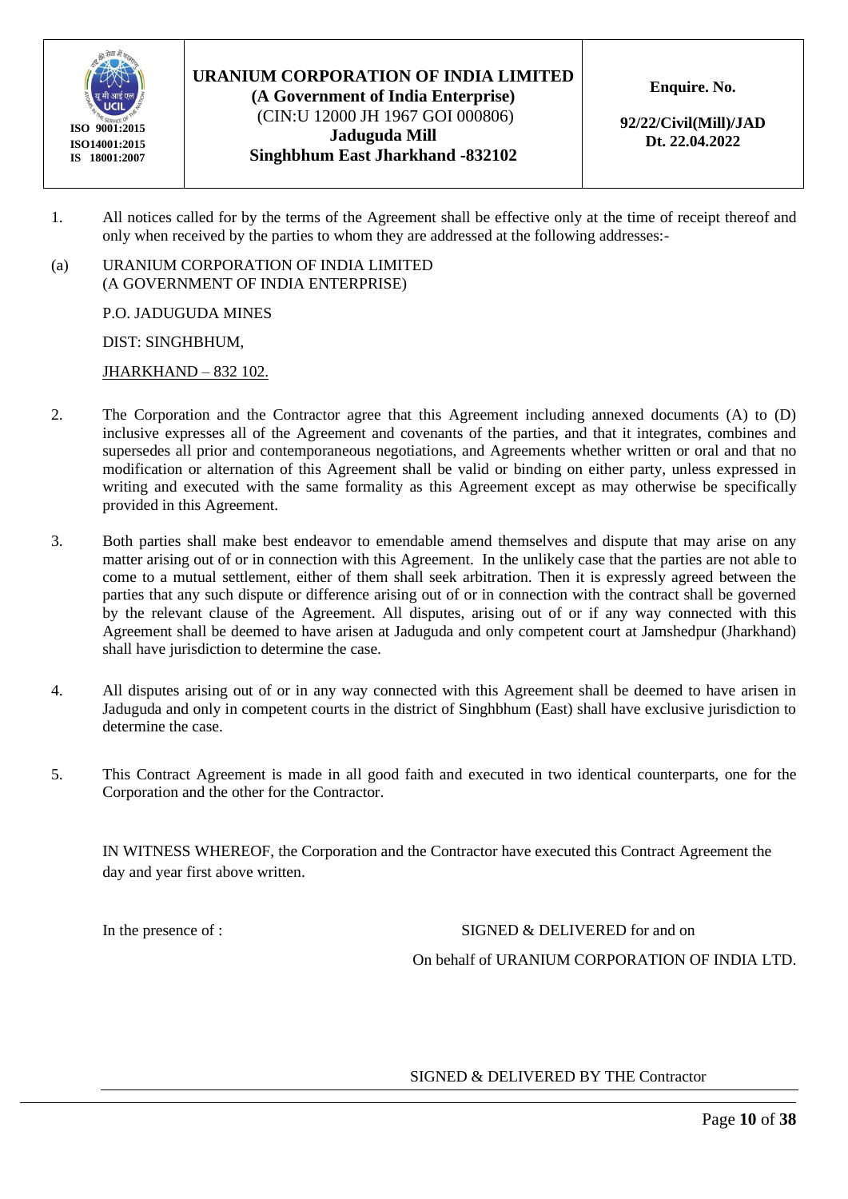1. All notices called for by the terms of the Agreement shall be effective only at the time of receipt thereof and only when received by the parties to whom they are addressed at the following addresses:-

(a) URANIUM CORPORATION OF INDIA LIMITED
(A GOVERNMENT OF INDIA ENTERPRISE)

P.O. JADUGUDA MINES

DIST: SINGHBHUM,

JHARKHAND – 832 102.

2. The Corporation and the Contractor agree that this Agreement including annexed documents (A) to (D) inclusive expresses all of the Agreement and covenants of the parties, and that it integrates, combines and supersedes all prior and contemporaneous negotiations, and Agreements whether written or oral and that no modification or alternation of this Agreement shall be valid or binding on either party, unless expressed in writing and executed with the same formality as this Agreement except as may otherwise be specifically provided in this Agreement.

3. Both parties shall make best endeavor to emendable amend themselves and dispute that may arise on any matter arising out of or in connection with this Agreement. In the unlikely case that the parties are not able to come to a mutual settlement, either of them shall seek arbitration. Then it is expressly agreed between the parties that any such dispute or difference arising out of or in connection with the contract shall be governed by the relevant clause of the Agreement. All disputes, arising out of or if any way connected with this Agreement shall be deemed to have arisen at Jaduguda and only competent court at Jamshedpur (Jharkhand) shall have jurisdiction to determine the case.

4. All disputes arising out of or in any way connected with this Agreement shall be deemed to have arisen in Jaduguda and only in competent courts in the district of Singhbhum (East) shall have exclusive jurisdiction to determine the case.

5. This Contract Agreement is made in all good faith and executed in two identical counterparts, one for the Corporation and the other for the Contractor.

IN WITNESS WHEREOF, the Corporation and the Contractor have executed this Contract Agreement the day and year first above written.

In the presence of :

SIGNED & DELIVERED for and on

On behalf of URANIUM CORPORATION OF INDIA LTD.

SIGNED & DELIVERED BY THE Contractor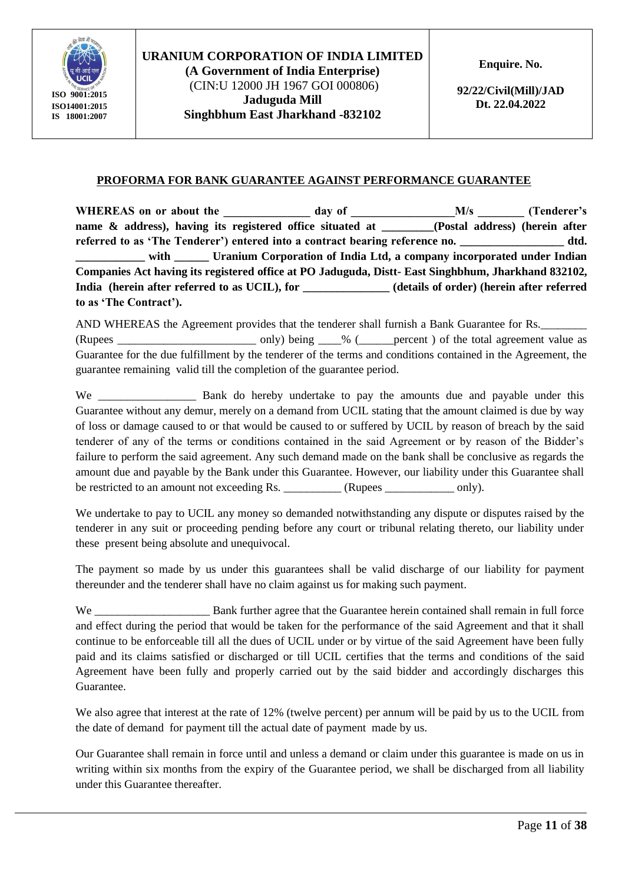## PROFORMA FOR BANK GUARANTEE AGAINST PERFORMANCE GUARANTEE

**WHEREAS on or about the _______________ day of __________________M/s ________ (Tenderer's name & address), having its registered office situated at _________(Postal address) (herein after referred to as 'The Tenderer') entered into a contract bearing reference no. __________________ dtd. ____________ with ______ Uranium Corporation of India Ltd, a company incorporated under Indian Companies Act having its registered office at PO Jaduguda, Distt- East Singhbhum, Jharkhand 832102, India (herein after referred to as UCIL), for _______________ (details of order) (herein after referred to as 'The Contract').**

AND WHEREAS the Agreement provides that the tenderer shall furnish a Bank Guarantee for Rs.________ (Rupees ________________________ only) being ____% (______percent ) of the total agreement value as Guarantee for the due fulfillment by the tenderer of the terms and conditions contained in the Agreement, the guarantee remaining valid till the completion of the guarantee period.

We _________________ Bank do hereby undertake to pay the amounts due and payable under this Guarantee without any demur, merely on a demand from UCIL stating that the amount claimed is due by way of loss or damage caused to or that would be caused to or suffered by UCIL by reason of breach by the said tenderer of any of the terms or conditions contained in the said Agreement or by reason of the Bidder's failure to perform the said agreement. Any such demand made on the bank shall be conclusive as regards the amount due and payable by the Bank under this Guarantee. However, our liability under this Guarantee shall be restricted to an amount not exceeding Rs. __________ (Rupees ____________ only).

We undertake to pay to UCIL any money so demanded notwithstanding any dispute or disputes raised by the tenderer in any suit or proceeding pending before any court or tribunal relating thereto, our liability under these present being absolute and unequivocal.

The payment so made by us under this guarantees shall be valid discharge of our liability for payment thereunder and the tenderer shall have no claim against us for making such payment.

We ____________________ Bank further agree that the Guarantee herein contained shall remain in full force and effect during the period that would be taken for the performance of the said Agreement and that it shall continue to be enforceable till all the dues of UCIL under or by virtue of the said Agreement have been fully paid and its claims satisfied or discharged or till UCIL certifies that the terms and conditions of the said Agreement have been fully and properly carried out by the said bidder and accordingly discharges this Guarantee.

We also agree that interest at the rate of 12% (twelve percent) per annum will be paid by us to the UCIL from the date of demand for payment till the actual date of payment made by us.

Our Guarantee shall remain in force until and unless a demand or claim under this guarantee is made on us in writing within six months from the expiry of the Guarantee period, we shall be discharged from all liability under this Guarantee thereafter.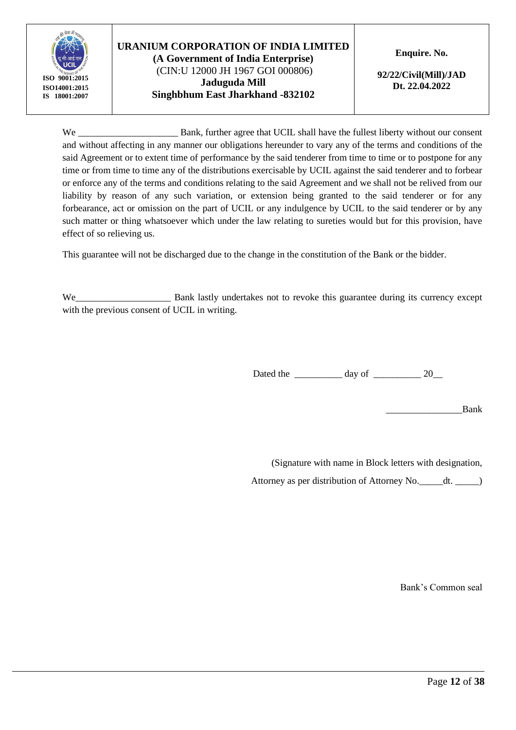We ____________________ Bank, further agree that UCIL shall have the fullest liberty without our consent and without affecting in any manner our obligations hereunder to vary any of the terms and conditions of the said Agreement or to extent time of performance by the said tenderer from time to time or to postpone for any time or from time to time any of the distributions exercisable by UCIL against the said tenderer and to forbear or enforce any of the terms and conditions relating to the said Agreement and we shall not be relived from our liability by reason of any such variation, or extension being granted to the said tenderer or for any forbearance, act or omission on the part of UCIL or any indulgence by UCIL to the said tenderer or by any such matter or thing whatsoever which under the law relating to sureties would but for this provision, have effect of so relieving us.

This guarantee will not be discharged due to the change in the constitution of the Bank or the bidder.

We___________________ Bank lastly undertakes not to revoke this guarantee during its currency except with the previous consent of UCIL in writing.

Dated the __________ day of __________ 20__

________________Bank

(Signature with name in Block letters with designation,

Attorney as per distribution of Attorney No._____dt. _____)

Bank's Common seal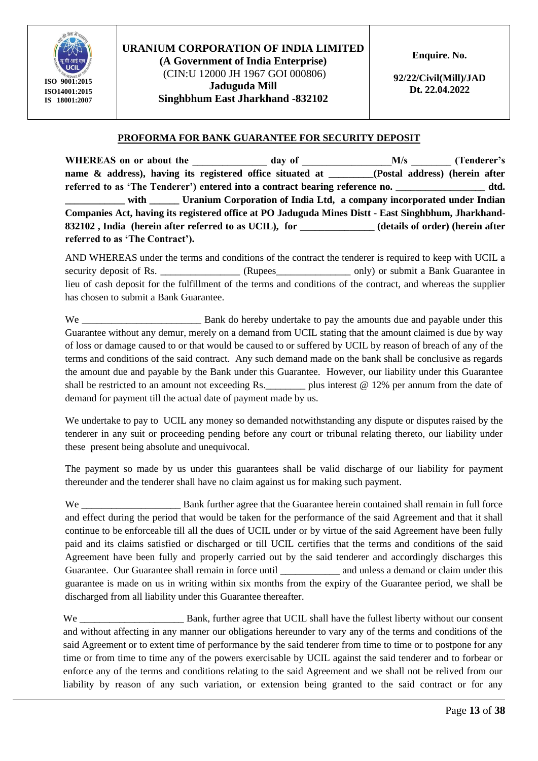| ISO 9001:2015<br>ISO14001:2015<br>IS 18001:2007 | **URANIUM CORPORATION OF INDIA LIMITED**<br>**(A Government of India Enterprise)**<br>(CIN:U 12000 JH 1967 GOI 000806)<br>**Jaduguda Mill**<br>**Singhbhum East Jharkhand -832102** | **Enquire. No.**<br>**92/22/Civil(Mill)/JAD**<br>**Dt. 22.04.2022** |
|---|---|---|

## PROFORMA FOR BANK GUARANTEE FOR SECURITY DEPOSIT

**WHEREAS on or about the _______________ day of _________________M/s ________ (Tenderer's name & address), having its registered office situated at _________(Postal address) (herein after referred to as 'The Tenderer') entered into a contract bearing reference no. __________________ dtd. ____________ with ______ Uranium Corporation of India Ltd, a company incorporated under Indian Companies Act, having its registered office at PO Jaduguda Mines Distt - East Singhbhum, Jharkhand-832102 , India (herein after referred to as UCIL), for _______________ (details of order) (herein after referred to as 'The Contract').**

AND WHEREAS under the terms and conditions of the contract the tenderer is required to keep with UCIL a security deposit of Rs. ________________ (Rupees_______________ only) or submit a Bank Guarantee in lieu of cash deposit for the fulfillment of the terms and conditions of the contract, and whereas the supplier has chosen to submit a Bank Guarantee.

We ________________________ Bank do hereby undertake to pay the amounts due and payable under this Guarantee without any demur, merely on a demand from UCIL stating that the amount claimed is due by way of loss or damage caused to or that would be caused to or suffered by UCIL by reason of breach of any of the terms and conditions of the said contract. Any such demand made on the bank shall be conclusive as regards the amount due and payable by the Bank under this Guarantee. However, our liability under this Guarantee shall be restricted to an amount not exceeding Rs.________ plus interest @ 12% per annum from the date of demand for payment till the actual date of payment made by us.

We undertake to pay to UCIL any money so demanded notwithstanding any dispute or disputes raised by the tenderer in any suit or proceeding pending before any court or tribunal relating thereto, our liability under these present being absolute and unequivocal.

The payment so made by us under this guarantees shall be valid discharge of our liability for payment thereunder and the tenderer shall have no claim against us for making such payment.

We ____________________ Bank further agree that the Guarantee herein contained shall remain in full force and effect during the period that would be taken for the performance of the said Agreement and that it shall continue to be enforceable till all the dues of UCIL under or by virtue of the said Agreement have been fully paid and its claims satisfied or discharged or till UCIL certifies that the terms and conditions of the said Agreement have been fully and properly carried out by the said tenderer and accordingly discharges this Guarantee. Our Guarantee shall remain in force until ____________ and unless a demand or claim under this guarantee is made on us in writing within six months from the expiry of the Guarantee period, we shall be discharged from all liability under this Guarantee thereafter.

We _____________________ Bank, further agree that UCIL shall have the fullest liberty without our consent and without affecting in any manner our obligations hereunder to vary any of the terms and conditions of the said Agreement or to extent time of performance by the said tenderer from time to time or to postpone for any time or from time to time any of the powers exercisable by UCIL against the said tenderer and to forbear or enforce any of the terms and conditions relating to the said Agreement and we shall not be relived from our liability by reason of any such variation, or extension being granted to the said contract or for any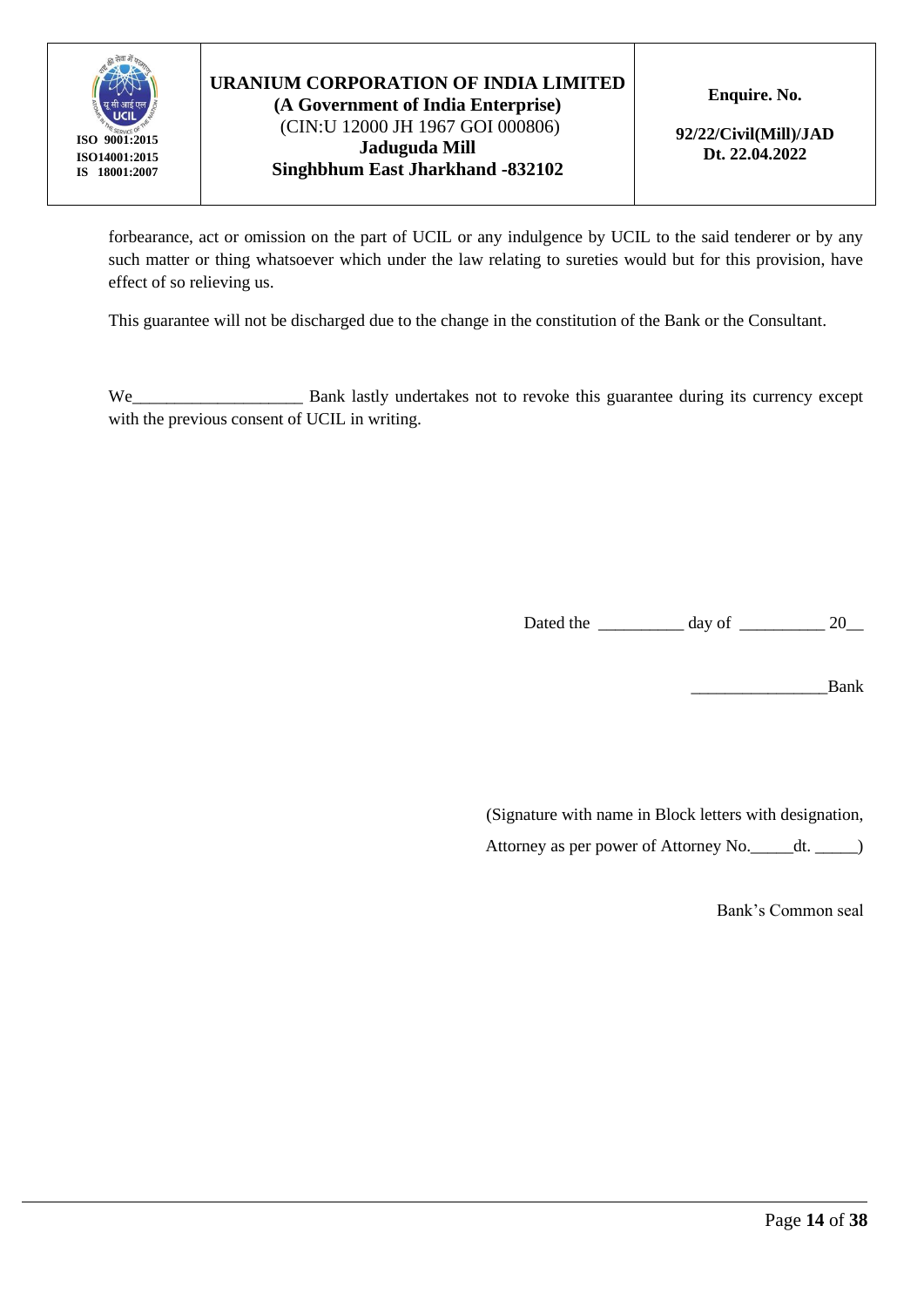forbearance, act or omission on the part of UCIL or any indulgence by UCIL to the said tenderer or by any such matter or thing whatsoever which under the law relating to sureties would but for this provision, have effect of so relieving us.

This guarantee will not be discharged due to the change in the constitution of the Bank or the Consultant.

We___________________ Bank lastly undertakes not to revoke this guarantee during its currency except with the previous consent of UCIL in writing.

Dated the __________ day of __________ 20__

________________Bank

(Signature with name in Block letters with designation,

Attorney as per power of Attorney No._____dt. _____)

Bank's Common seal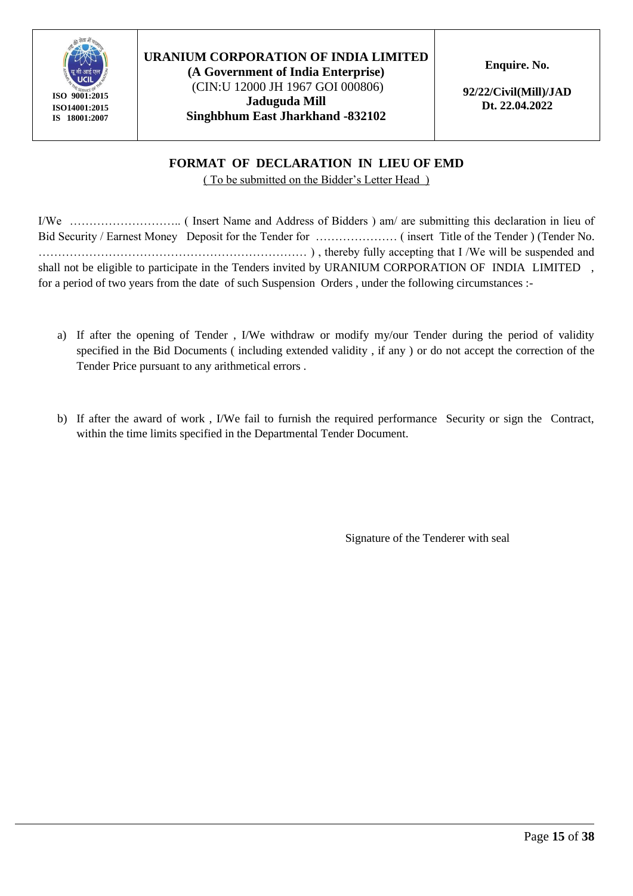| ISO 9001:2015<br>ISO14001:2015<br>IS 18001:2007 | **URANIUM CORPORATION OF INDIA LIMITED**<br>**(A Government of India Enterprise)**<br>(CIN:U 12000 JH 1967 GOI 000806)<br>**Jaduguda Mill**<br>**Singhbhum East Jharkhand -832102** | **Enquire. No.**<br>**92/22/Civil(Mill)/JAD**<br>**Dt. 22.04.2022** |
|---|---|---|

## FORMAT OF DECLARATION IN LIEU OF EMD

( To be submitted on the Bidder's Letter Head )

I/We ……………………….. ( Insert Name and Address of Bidders ) am/ are submitting this declaration in lieu of Bid Security / Earnest Money Deposit for the Tender for ………………… ( insert Title of the Tender ) (Tender No. ……………………………………………………… ) , thereby fully accepting that I /We will be suspended and shall not be eligible to participate in the Tenders invited by URANIUM CORPORATION OF INDIA LIMITED , for a period of two years from the date of such Suspension Orders , under the following circumstances :-

a) If after the opening of Tender , I/We withdraw or modify my/our Tender during the period of validity specified in the Bid Documents ( including extended validity , if any ) or do not accept the correction of the Tender Price pursuant to any arithmetical errors .

b) If after the award of work , I/We fail to furnish the required performance Security or sign the Contract, within the time limits specified in the Departmental Tender Document.

Signature of the Tenderer with seal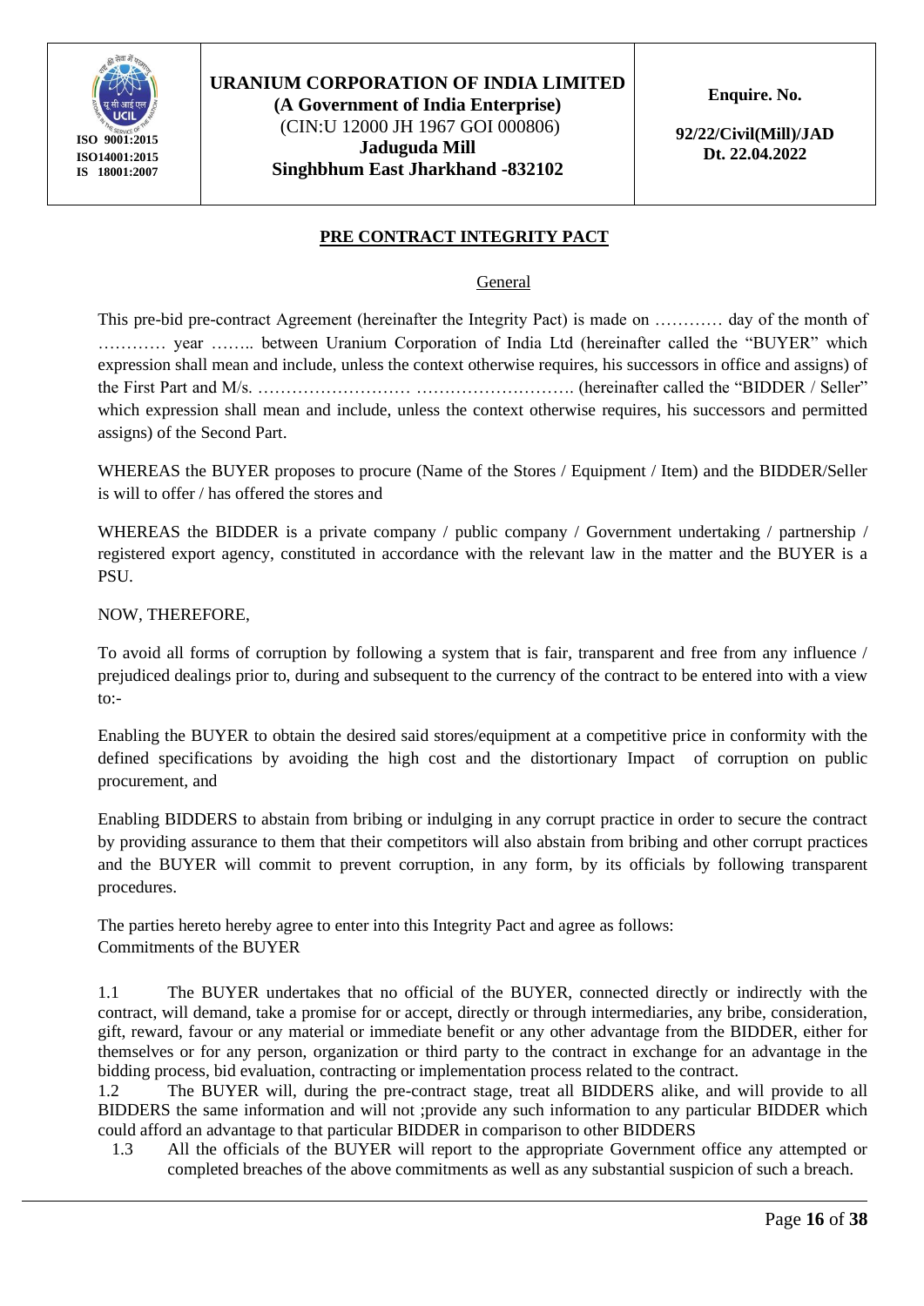| ISO 9001:2015 ISO14001:2015 IS 18001:2007 | **URANIUM CORPORATION OF INDIA LIMITED** **(A Government of India Enterprise)** (CIN:U 12000 JH 1967 GOI 000806) **Jaduguda Mill** **Singhbhum East Jharkhand -832102** | **Enquire. No.** **92/22/Civil(Mill)/JAD Dt. 22.04.2022** |
|---|---|---|

## PRE CONTRACT INTEGRITY PACT

General

This pre-bid pre-contract Agreement (hereinafter the Integrity Pact) is made on ………… day of the month of ………… year …….. between Uranium Corporation of India Ltd (hereinafter called the "BUYER" which expression shall mean and include, unless the context otherwise requires, his successors in office and assigns) of the First Part and M/s. ……………………… ………………………. (hereinafter called the "BIDDER / Seller" which expression shall mean and include, unless the context otherwise requires, his successors and permitted assigns) of the Second Part.

WHEREAS the BUYER proposes to procure (Name of the Stores / Equipment / Item) and the BIDDER/Seller is will to offer / has offered the stores and

WHEREAS the BIDDER is a private company / public company / Government undertaking / partnership / registered export agency, constituted in accordance with the relevant law in the matter and the BUYER is a PSU.

NOW, THEREFORE,

To avoid all forms of corruption by following a system that is fair, transparent and free from any influence / prejudiced dealings prior to, during and subsequent to the currency of the contract to be entered into with a view to:-

Enabling the BUYER to obtain the desired said stores/equipment at a competitive price in conformity with the defined specifications by avoiding the high cost and the distortionary Impact of corruption on public procurement, and

Enabling BIDDERS to abstain from bribing or indulging in any corrupt practice in order to secure the contract by providing assurance to them that their competitors will also abstain from bribing and other corrupt practices and the BUYER will commit to prevent corruption, in any form, by its officials by following transparent procedures.

The parties hereto hereby agree to enter into this Integrity Pact and agree as follows:
Commitments of the BUYER

1.1 The BUYER undertakes that no official of the BUYER, connected directly or indirectly with the contract, will demand, take a promise for or accept, directly or through intermediaries, any bribe, consideration, gift, reward, favour or any material or immediate benefit or any other advantage from the BIDDER, either for themselves or for any person, organization or third party to the contract in exchange for an advantage in the bidding process, bid evaluation, contracting or implementation process related to the contract.

1.2 The BUYER will, during the pre-contract stage, treat all BIDDERS alike, and will provide to all BIDDERS the same information and will not ;provide any such information to any particular BIDDER which could afford an advantage to that particular BIDDER in comparison to other BIDDERS

1.3 All the officials of the BUYER will report to the appropriate Government office any attempted or completed breaches of the above commitments as well as any substantial suspicion of such a breach.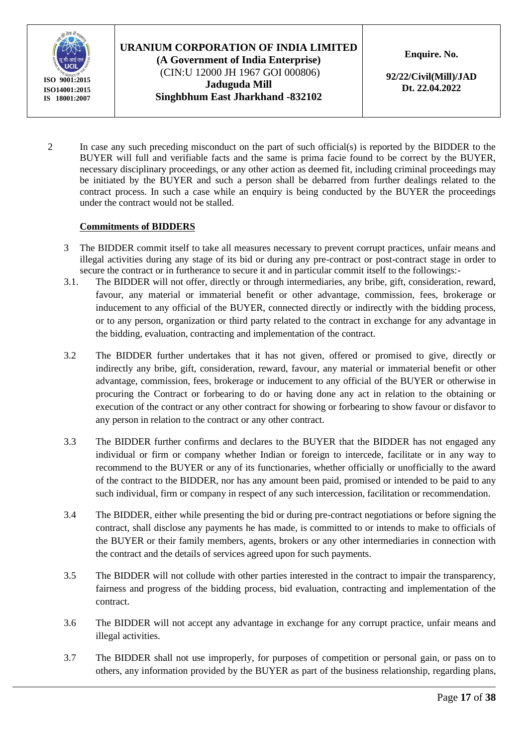2 In case any such preceding misconduct on the part of such official(s) is reported by the BIDDER to the BUYER will full and verifiable facts and the same is prima facie found to be correct by the BUYER, necessary disciplinary proceedings, or any other action as deemed fit, including criminal proceedings may be initiated by the BUYER and such a person shall be debarred from further dealings related to the contract process. In such a case while an enquiry is being conducted by the BUYER the proceedings under the contract would not be stalled.

**Commitments of BIDDERS**

3 The BIDDER commit itself to take all measures necessary to prevent corrupt practices, unfair means and illegal activities during any stage of its bid or during any pre-contract or post-contract stage in order to secure the contract or in furtherance to secure it and in particular commit itself to the followings:-

3.1. The BIDDER will not offer, directly or through intermediaries, any bribe, gift, consideration, reward, favour, any material or immaterial benefit or other advantage, commission, fees, brokerage or inducement to any official of the BUYER, connected directly or indirectly with the bidding process, or to any person, organization or third party related to the contract in exchange for any advantage in the bidding, evaluation, contracting and implementation of the contract.

3.2 The BIDDER further undertakes that it has not given, offered or promised to give, directly or indirectly any bribe, gift, consideration, reward, favour, any material or immaterial benefit or other advantage, commission, fees, brokerage or inducement to any official of the BUYER or otherwise in procuring the Contract or forbearing to do or having done any act in relation to the obtaining or execution of the contract or any other contract for showing or forbearing to show favour or disfavor to any person in relation to the contract or any other contract.

3.3 The BIDDER further confirms and declares to the BUYER that the BIDDER has not engaged any individual or firm or company whether Indian or foreign to intercede, facilitate or in any way to recommend to the BUYER or any of its functionaries, whether officially or unofficially to the award of the contract to the BIDDER, nor has any amount been paid, promised or intended to be paid to any such individual, firm or company in respect of any such intercession, facilitation or recommendation.

3.4 The BIDDER, either while presenting the bid or during pre-contract negotiations or before signing the contract, shall disclose any payments he has made, is committed to or intends to make to officials of the BUYER or their family members, agents, brokers or any other intermediaries in connection with the contract and the details of services agreed upon for such payments.

3.5 The BIDDER will not collude with other parties interested in the contract to impair the transparency, fairness and progress of the bidding process, bid evaluation, contracting and implementation of the contract.

3.6 The BIDDER will not accept any advantage in exchange for any corrupt practice, unfair means and illegal activities.

3.7 The BIDDER shall not use improperly, for purposes of competition or personal gain, or pass on to others, any information provided by the BUYER as part of the business relationship, regarding plans,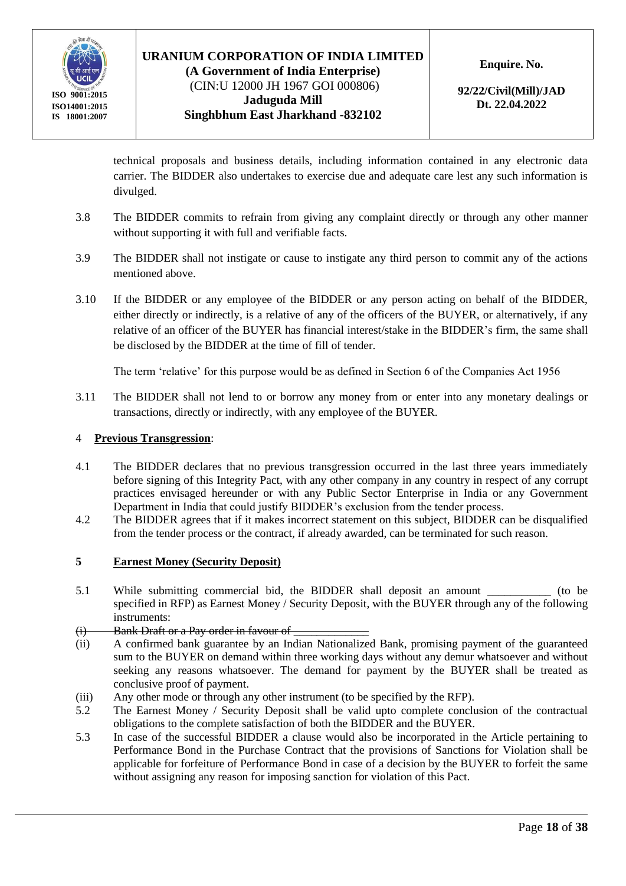technical proposals and business details, including information contained in any electronic data carrier. The BIDDER also undertakes to exercise due and adequate care lest any such information is divulged.

3.8 The BIDDER commits to refrain from giving any complaint directly or through any other manner without supporting it with full and verifiable facts.

3.9 The BIDDER shall not instigate or cause to instigate any third person to commit any of the actions mentioned above.

3.10 If the BIDDER or any employee of the BIDDER or any person acting on behalf of the BIDDER, either directly or indirectly, is a relative of any of the officers of the BUYER, or alternatively, if any relative of an officer of the BUYER has financial interest/stake in the BIDDER's firm, the same shall be disclosed by the BIDDER at the time of fill of tender.

The term 'relative' for this purpose would be as defined in Section 6 of the Companies Act 1956

3.11 The BIDDER shall not lend to or borrow any money from or enter into any monetary dealings or transactions, directly or indirectly, with any employee of the BUYER.

4 **Previous Transgression**:

4.1 The BIDDER declares that no previous transgression occurred in the last three years immediately before signing of this Integrity Pact, with any other company in any country in respect of any corrupt practices envisaged hereunder or with any Public Sector Enterprise in India or any Government Department in India that could justify BIDDER's exclusion from the tender process.

4.2 The BIDDER agrees that if it makes incorrect statement on this subject, BIDDER can be disqualified from the tender process or the contract, if already awarded, can be terminated for such reason.

**5 Earnest Money (Security Deposit)**

5.1 While submitting commercial bid, the BIDDER shall deposit an amount ___________ (to be specified in RFP) as Earnest Money / Security Deposit, with the BUYER through any of the following instruments:

~~(i) Bank Draft or a Pay order in favour of _____________~~

(ii) A confirmed bank guarantee by an Indian Nationalized Bank, promising payment of the guaranteed sum to the BUYER on demand within three working days without any demur whatsoever and without seeking any reasons whatsoever. The demand for payment by the BUYER shall be treated as conclusive proof of payment.

(iii) Any other mode or through any other instrument (to be specified by the RFP).

5.2 The Earnest Money / Security Deposit shall be valid upto complete conclusion of the contractual obligations to the complete satisfaction of both the BIDDER and the BUYER.

5.3 In case of the successful BIDDER a clause would also be incorporated in the Article pertaining to Performance Bond in the Purchase Contract that the provisions of Sanctions for Violation shall be applicable for forfeiture of Performance Bond in case of a decision by the BUYER to forfeit the same without assigning any reason for imposing sanction for violation of this Pact.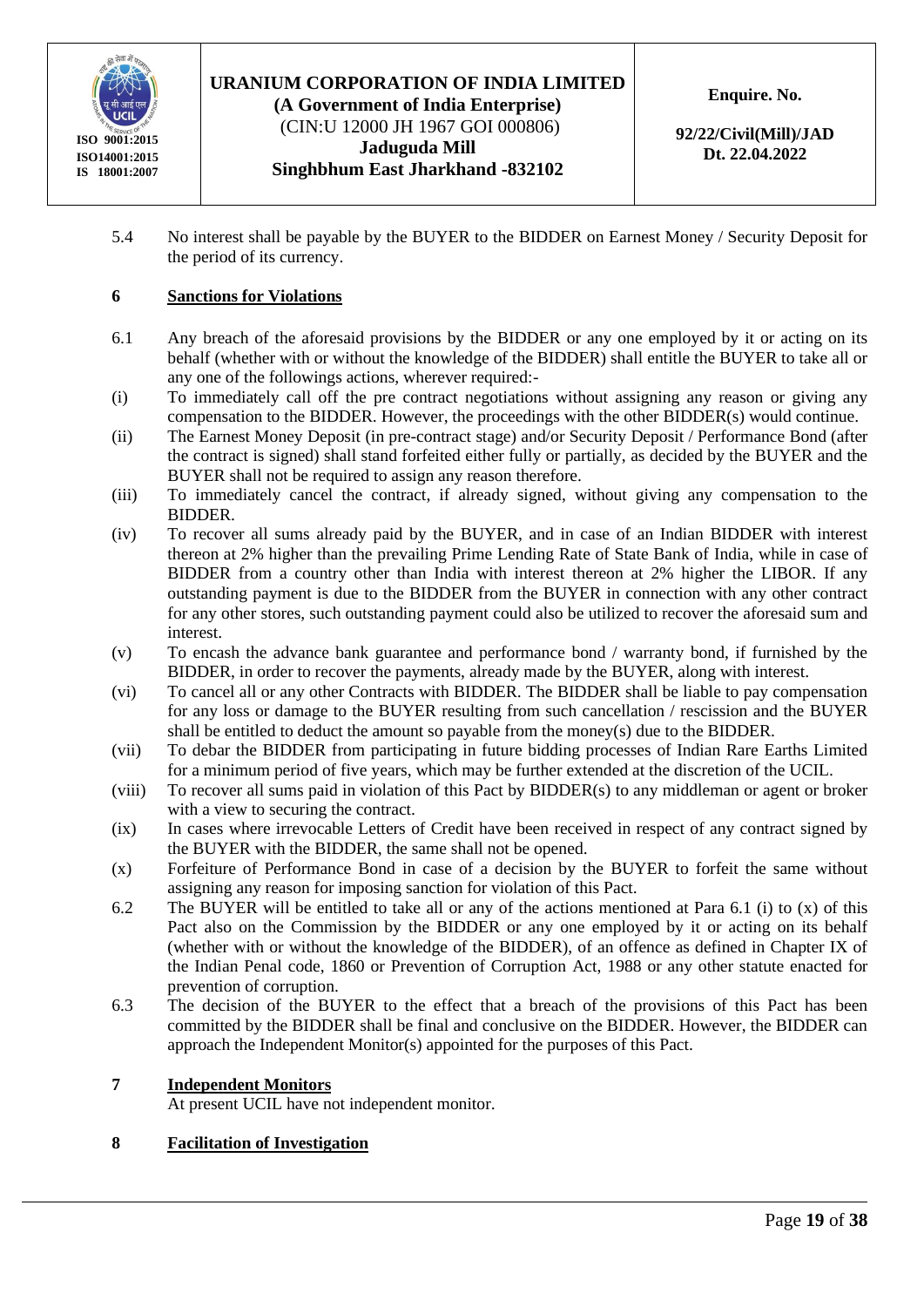5.4 No interest shall be payable by the BUYER to the BIDDER on Earnest Money / Security Deposit for the period of its currency.

## 6 Sanctions for Violations

6.1 Any breach of the aforesaid provisions by the BIDDER or any one employed by it or acting on its behalf (whether with or without the knowledge of the BIDDER) shall entitle the BUYER to take all or any one of the followings actions, wherever required:-

(i) To immediately call off the pre contract negotiations without assigning any reason or giving any compensation to the BIDDER. However, the proceedings with the other BIDDER(s) would continue.

(ii) The Earnest Money Deposit (in pre-contract stage) and/or Security Deposit / Performance Bond (after the contract is signed) shall stand forfeited either fully or partially, as decided by the BUYER and the BUYER shall not be required to assign any reason therefore.

(iii) To immediately cancel the contract, if already signed, without giving any compensation to the BIDDER.

(iv) To recover all sums already paid by the BUYER, and in case of an Indian BIDDER with interest thereon at 2% higher than the prevailing Prime Lending Rate of State Bank of India, while in case of BIDDER from a country other than India with interest thereon at 2% higher the LIBOR. If any outstanding payment is due to the BIDDER from the BUYER in connection with any other contract for any other stores, such outstanding payment could also be utilized to recover the aforesaid sum and interest.

(v) To encash the advance bank guarantee and performance bond / warranty bond, if furnished by the BIDDER, in order to recover the payments, already made by the BUYER, along with interest.

(vi) To cancel all or any other Contracts with BIDDER. The BIDDER shall be liable to pay compensation for any loss or damage to the BUYER resulting from such cancellation / rescission and the BUYER shall be entitled to deduct the amount so payable from the money(s) due to the BIDDER.

(vii) To debar the BIDDER from participating in future bidding processes of Indian Rare Earths Limited for a minimum period of five years, which may be further extended at the discretion of the UCIL.

(viii) To recover all sums paid in violation of this Pact by BIDDER(s) to any middleman or agent or broker with a view to securing the contract.

(ix) In cases where irrevocable Letters of Credit have been received in respect of any contract signed by the BUYER with the BIDDER, the same shall not be opened.

(x) Forfeiture of Performance Bond in case of a decision by the BUYER to forfeit the same without assigning any reason for imposing sanction for violation of this Pact.

6.2 The BUYER will be entitled to take all or any of the actions mentioned at Para 6.1 (i) to (x) of this Pact also on the Commission by the BIDDER or any one employed by it or acting on its behalf (whether with or without the knowledge of the BIDDER), of an offence as defined in Chapter IX of the Indian Penal code, 1860 or Prevention of Corruption Act, 1988 or any other statute enacted for prevention of corruption.

6.3 The decision of the BUYER to the effect that a breach of the provisions of this Pact has been committed by the BIDDER shall be final and conclusive on the BIDDER. However, the BIDDER can approach the Independent Monitor(s) appointed for the purposes of this Pact.

## 7 Independent Monitors

At present UCIL have not independent monitor.

## 8 Facilitation of Investigation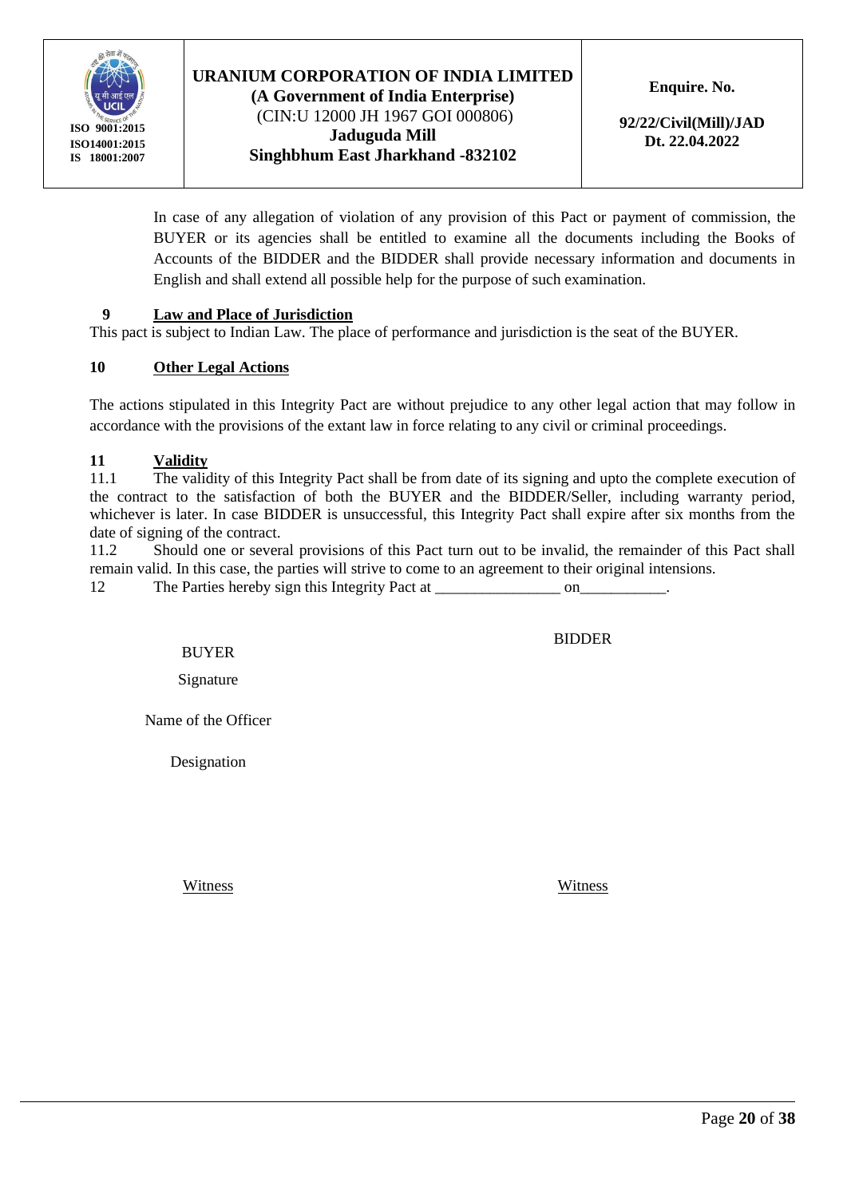In case of any allegation of violation of any provision of this Pact or payment of commission, the BUYER or its agencies shall be entitled to examine all the documents including the Books of Accounts of the BIDDER and the BIDDER shall provide necessary information and documents in English and shall extend all possible help for the purpose of such examination.

**9 Law and Place of Jurisdiction**

This pact is subject to Indian Law. The place of performance and jurisdiction is the seat of the BUYER.

**10 Other Legal Actions**

The actions stipulated in this Integrity Pact are without prejudice to any other legal action that may follow in accordance with the provisions of the extant law in force relating to any civil or criminal proceedings.

**11 Validity**

11.1 The validity of this Integrity Pact shall be from date of its signing and upto the complete execution of the contract to the satisfaction of both the BUYER and the BIDDER/Seller, including warranty period, whichever is later. In case BIDDER is unsuccessful, this Integrity Pact shall expire after six months from the date of signing of the contract.

11.2 Should one or several provisions of this Pact turn out to be invalid, the remainder of this Pact shall remain valid. In this case, the parties will strive to come to an agreement to their original intensions.

12 The Parties hereby sign this Integrity Pact at ________________ on___________.

BUYER

Signature

Name of the Officer

Designation

BIDDER

Witness

Witness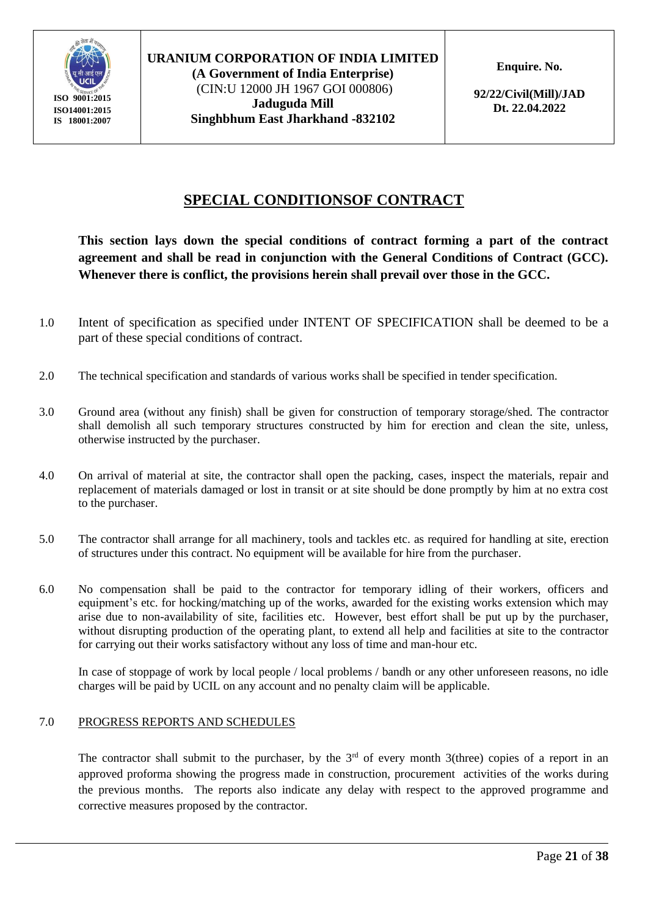| ISO 9001:2015<br>ISO14001:2015<br>IS 18001:2007 | **URANIUM CORPORATION OF INDIA LIMITED**<br>**(A Government of India Enterprise)**<br>(CIN:U 12000 JH 1967 GOI 000806)<br>**Jaduguda Mill**<br>**Singhbhum East Jharkhand -832102** | **Enquire. No.**<br><br>**92/22/Civil(Mill)/JAD**<br>**Dt. 22.04.2022** |
|---|---|---|

# SPECIAL CONDITIONSOF CONTRACT

**This section lays down the special conditions of contract forming a part of the contract agreement and shall be read in conjunction with the General Conditions of Contract (GCC). Whenever there is conflict, the provisions herein shall prevail over those in the GCC.**

1.0 Intent of specification as specified under INTENT OF SPECIFICATION shall be deemed to be a part of these special conditions of contract.

2.0 The technical specification and standards of various works shall be specified in tender specification.

3.0 Ground area (without any finish) shall be given for construction of temporary storage/shed. The contractor shall demolish all such temporary structures constructed by him for erection and clean the site, unless, otherwise instructed by the purchaser.

4.0 On arrival of material at site, the contractor shall open the packing, cases, inspect the materials, repair and replacement of materials damaged or lost in transit or at site should be done promptly by him at no extra cost to the purchaser.

5.0 The contractor shall arrange for all machinery, tools and tackles etc. as required for handling at site, erection of structures under this contract. No equipment will be available for hire from the purchaser.

6.0 No compensation shall be paid to the contractor for temporary idling of their workers, officers and equipment's etc. for hocking/matching up of the works, awarded for the existing works extension which may arise due to non-availability of site, facilities etc. However, best effort shall be put up by the purchaser, without disrupting production of the operating plant, to extend all help and facilities at site to the contractor for carrying out their works satisfactory without any loss of time and man-hour etc.

In case of stoppage of work by local people / local problems / bandh or any other unforeseen reasons, no idle charges will be paid by UCIL on any account and no penalty claim will be applicable.

7.0 <u>PROGRESS REPORTS AND SCHEDULES</u>

The contractor shall submit to the purchaser, by the 3rd of every month 3(three) copies of a report in an approved proforma showing the progress made in construction, procurement activities of the works during the previous months. The reports also indicate any delay with respect to the approved programme and corrective measures proposed by the contractor.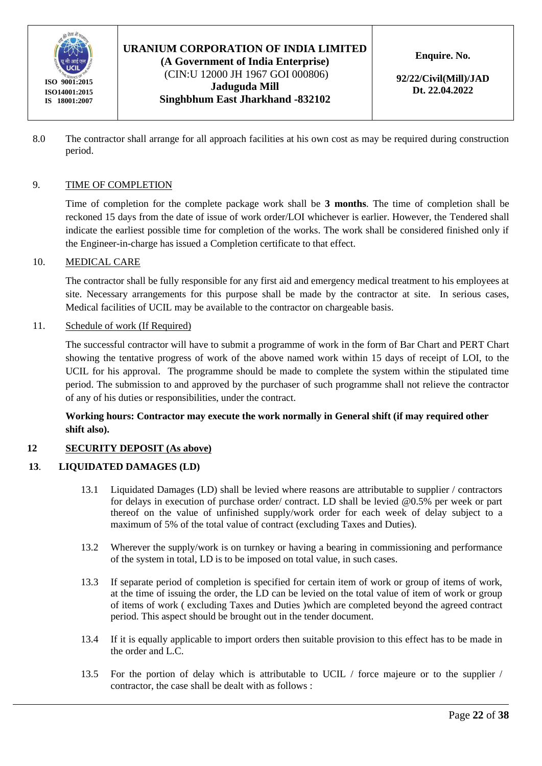8.0 The contractor shall arrange for all approach facilities at his own cost as may be required during construction period.

9. TIME OF COMPLETION

Time of completion for the complete package work shall be **3 months**. The time of completion shall be reckoned 15 days from the date of issue of work order/LOI whichever is earlier. However, the Tendered shall indicate the earliest possible time for completion of the works. The work shall be considered finished only if the Engineer-in-charge has issued a Completion certificate to that effect.

10. MEDICAL CARE

The contractor shall be fully responsible for any first aid and emergency medical treatment to his employees at site. Necessary arrangements for this purpose shall be made by the contractor at site. In serious cases, Medical facilities of UCIL may be available to the contractor on chargeable basis.

11. Schedule of work (If Required)

The successful contractor will have to submit a programme of work in the form of Bar Chart and PERT Chart showing the tentative progress of work of the above named work within 15 days of receipt of LOI, to the UCIL for his approval. The programme should be made to complete the system within the stipulated time period. The submission to and approved by the purchaser of such programme shall not relieve the contractor of any of his duties or responsibilities, under the contract.

**Working hours: Contractor may execute the work normally in General shift (if may required other shift also).**

**12 SECURITY DEPOSIT (As above)**

**13. LIQUIDATED DAMAGES (LD)**

13.1 Liquidated Damages (LD) shall be levied where reasons are attributable to supplier / contractors for delays in execution of purchase order/ contract. LD shall be levied @0.5% per week or part thereof on the value of unfinished supply/work order for each week of delay subject to a maximum of 5% of the total value of contract (excluding Taxes and Duties).

13.2 Wherever the supply/work is on turnkey or having a bearing in commissioning and performance of the system in total, LD is to be imposed on total value, in such cases.

13.3 If separate period of completion is specified for certain item of work or group of items of work, at the time of issuing the order, the LD can be levied on the total value of item of work or group of items of work ( excluding Taxes and Duties )which are completed beyond the agreed contract period. This aspect should be brought out in the tender document.

13.4 If it is equally applicable to import orders then suitable provision to this effect has to be made in the order and L.C.

13.5 For the portion of delay which is attributable to UCIL / force majeure or to the supplier / contractor, the case shall be dealt with as follows :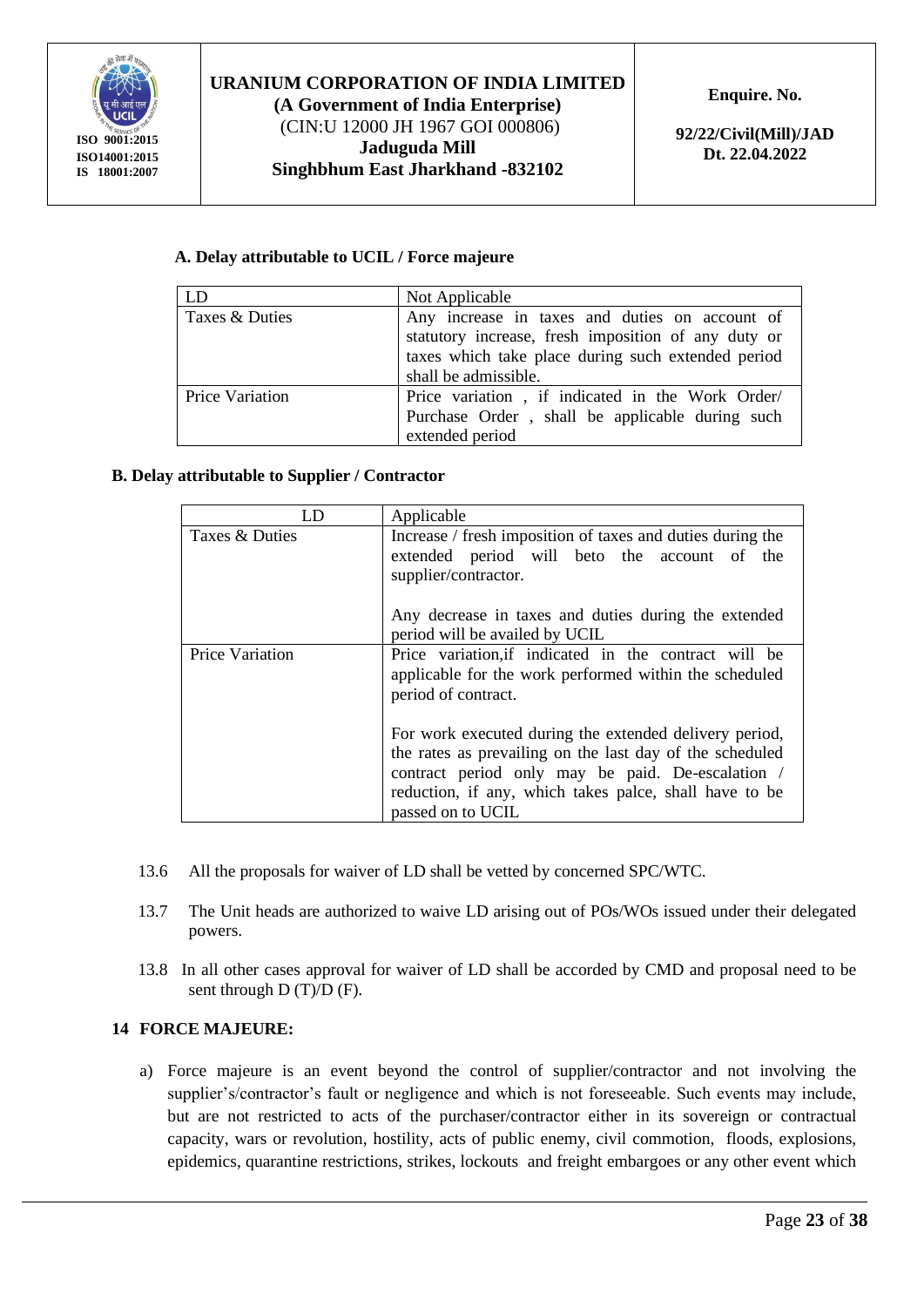**A. Delay attributable to UCIL / Force majeure**

| LD | Not Applicable |
|---|---|
| Taxes & Duties | Any increase in taxes and duties on account of statutory increase, fresh imposition of any duty or taxes which take place during such extended period shall be admissible. |
| Price Variation | Price variation , if indicated in the Work Order/ Purchase Order , shall be applicable during such extended period |

**B. Delay attributable to Supplier / Contractor**

| LD | Applicable |
|---|---|
| Taxes & Duties | Increase / fresh imposition of taxes and duties during the extended period will beto the account of the supplier/contractor.<br><br>Any decrease in taxes and duties during the extended period will be availed by UCIL |
| Price Variation | Price variation,if indicated in the contract will be applicable for the work performed within the scheduled period of contract.<br><br>For work executed during the extended delivery period, the rates as prevailing on the last day of the scheduled contract period only may be paid. De-escalation / reduction, if any, which takes palce, shall have to be passed on to UCIL |

13.6 All the proposals for waiver of LD shall be vetted by concerned SPC/WTC.

13.7 The Unit heads are authorized to waive LD arising out of POs/WOs issued under their delegated powers.

13.8 In all other cases approval for waiver of LD shall be accorded by CMD and proposal need to be sent through D (T)/D (F).

**14 FORCE MAJEURE:**

a) Force majeure is an event beyond the control of supplier/contractor and not involving the supplier's/contractor's fault or negligence and which is not foreseeable. Such events may include, but are not restricted to acts of the purchaser/contractor either in its sovereign or contractual capacity, wars or revolution, hostility, acts of public enemy, civil commotion, floods, explosions, epidemics, quarantine restrictions, strikes, lockouts and freight embargoes or any other event which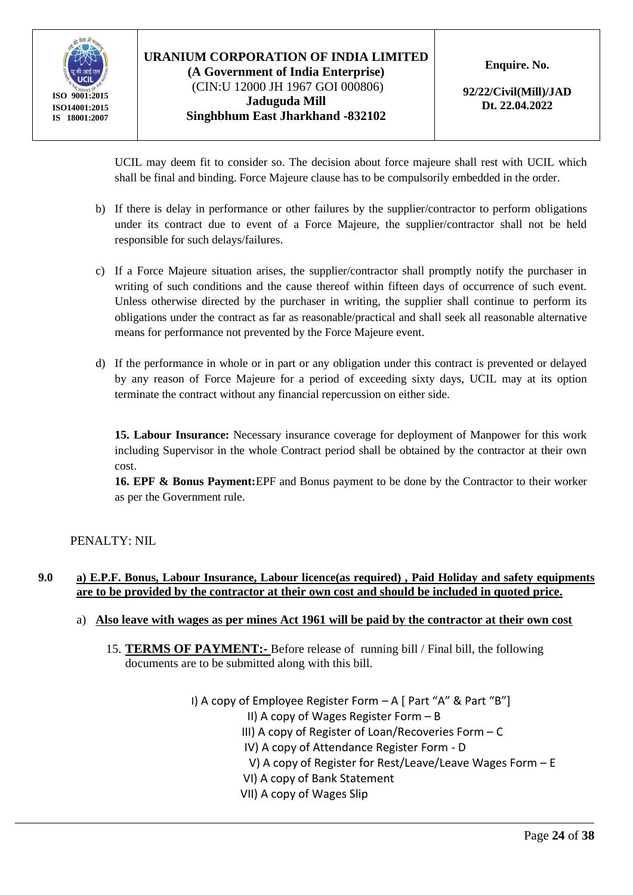UCIL may deem fit to consider so. The decision about force majeure shall rest with UCIL which shall be final and binding. Force Majeure clause has to be compulsorily embedded in the order.

b) If there is delay in performance or other failures by the supplier/contractor to perform obligations under its contract due to event of a Force Majeure, the supplier/contractor shall not be held responsible for such delays/failures.

c) If a Force Majeure situation arises, the supplier/contractor shall promptly notify the purchaser in writing of such conditions and the cause thereof within fifteen days of occurrence of such event. Unless otherwise directed by the purchaser in writing, the supplier shall continue to perform its obligations under the contract as far as reasonable/practical and shall seek all reasonable alternative means for performance not prevented by the Force Majeure event.

d) If the performance in whole or in part or any obligation under this contract is prevented or delayed by any reason of Force Majeure for a period of exceeding sixty days, UCIL may at its option terminate the contract without any financial repercussion on either side.

**15. Labour Insurance:** Necessary insurance coverage for deployment of Manpower for this work including Supervisor in the whole Contract period shall be obtained by the contractor at their own cost.

**16. EPF & Bonus Payment:** EPF and Bonus payment to be done by the Contractor to their worker as per the Government rule.

PENALTY: NIL

**9.0** **a) E.P.F. Bonus, Labour Insurance, Labour licence(as required) , Paid Holiday and safety equipments are to be provided by the contractor at their own cost and should be included in quoted price.**

a) **Also leave with wages as per mines Act 1961 will be paid by the contractor at their own cost**

15. **TERMS OF PAYMENT:-** Before release of running bill / Final bill, the following documents are to be submitted along with this bill.

I) A copy of Employee Register Form – A [ Part "A" & Part "B"]
II) A copy of Wages Register Form – B
III) A copy of Register of Loan/Recoveries Form – C
IV) A copy of Attendance Register Form - D
V) A copy of Register for Rest/Leave/Leave Wages Form – E
VI) A copy of Bank Statement
VII) A copy of Wages Slip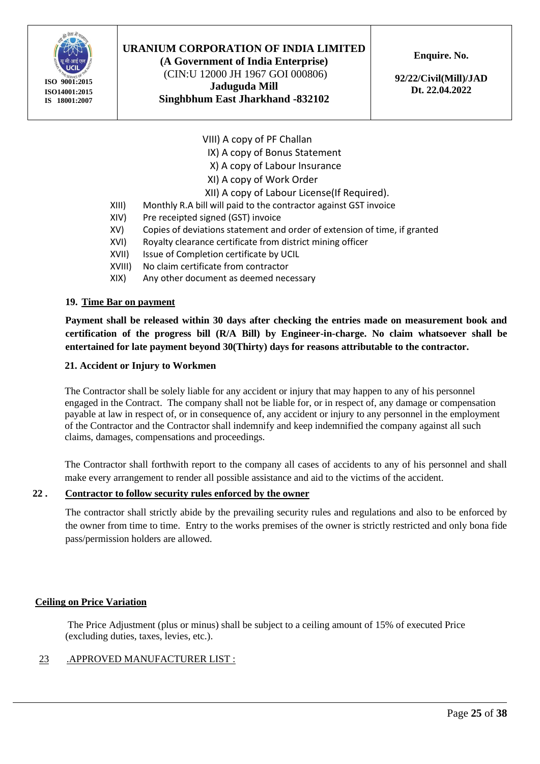VIII) A copy of PF Challan

IX) A copy of Bonus Statement

X) A copy of Labour Insurance

XI) A copy of Work Order

XII) A copy of Labour License(If Required).

XIII) Monthly R.A bill will paid to the contractor against GST invoice

XIV) Pre receipted signed (GST) invoice

XV) Copies of deviations statement and order of extension of time, if granted

XVI) Royalty clearance certificate from district mining officer

XVII) Issue of Completion certificate by UCIL

XVIII) No claim certificate from contractor

XIX) Any other document as deemed necessary

**19. <u>Time Bar on payment</u>**

**Payment shall be released within 30 days after checking the entries made on measurement book and certification of the progress bill (R/A Bill) by Engineer-in-charge. No claim whatsoever shall be entertained for late payment beyond 30(Thirty) days for reasons attributable to the contractor.**

**21. Accident or Injury to Workmen**

The Contractor shall be solely liable for any accident or injury that may happen to any of his personnel engaged in the Contract. The company shall not be liable for, or in respect of, any damage or compensation payable at law in respect of, or in consequence of, any accident or injury to any personnel in the employment of the Contractor and the Contractor shall indemnify and keep indemnified the company against all such claims, damages, compensations and proceedings.

The Contractor shall forthwith report to the company all cases of accidents to any of his personnel and shall make every arrangement to render all possible assistance and aid to the victims of the accident.

**22 . <u>Contractor to follow security rules enforced by the owner</u>**

The contractor shall strictly abide by the prevailing security rules and regulations and also to be enforced by the owner from time to time. Entry to the works premises of the owner is strictly restricted and only bona fide pass/permission holders are allowed.

**<u>Ceiling on Price Variation</u>**

The Price Adjustment (plus or minus) shall be subject to a ceiling amount of 15% of executed Price (excluding duties, taxes, levies, etc.).

<u>23</u> <u>.APPROVED MANUFACTURER LIST :</u>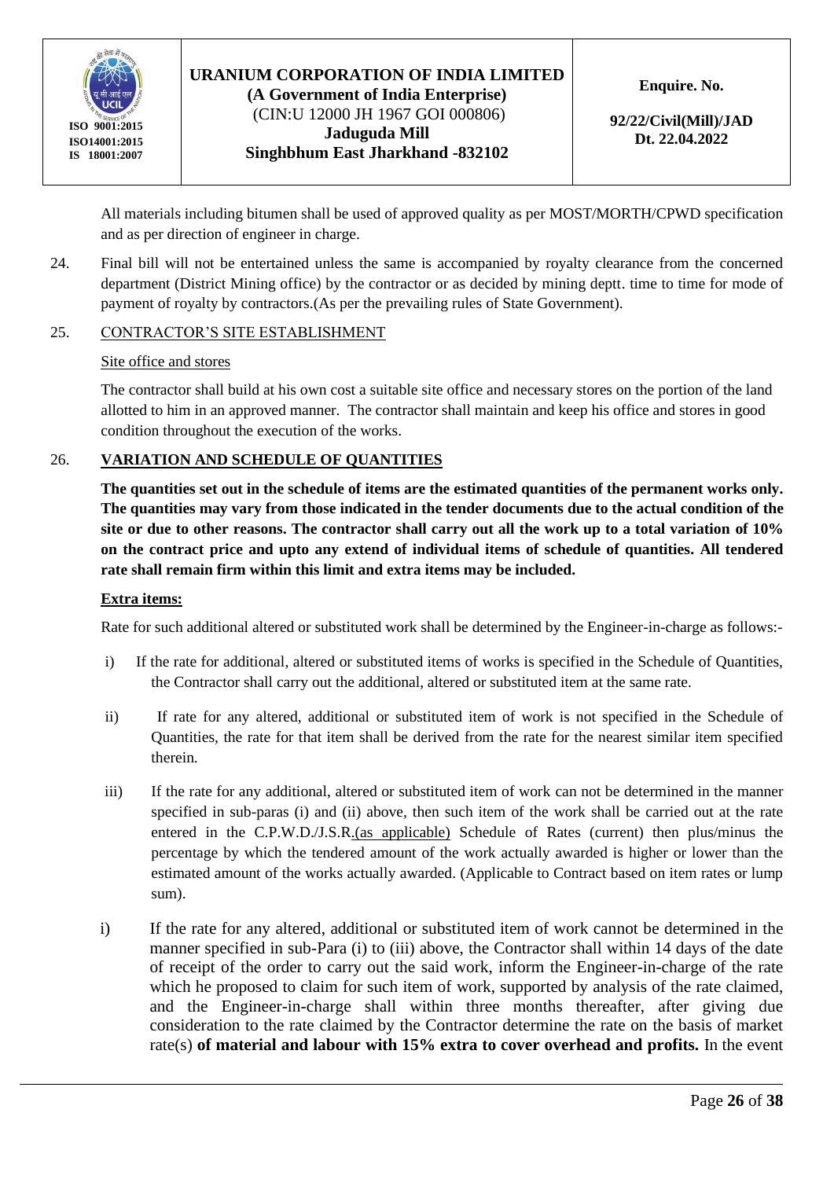All materials including bitumen shall be used of approved quality as per MOST/MORTH/CPWD specification and as per direction of engineer in charge.

24. Final bill will not be entertained unless the same is accompanied by royalty clearance from the concerned department (District Mining office) by the contractor or as decided by mining deptt. time to time for mode of payment of royalty by contractors.(As per the prevailing rules of State Government).

25. CONTRACTOR'S SITE ESTABLISHMENT

Site office and stores

The contractor shall build at his own cost a suitable site office and necessary stores on the portion of the land allotted to him in an approved manner. The contractor shall maintain and keep his office and stores in good condition throughout the execution of the works.

26. **VARIATION AND SCHEDULE OF QUANTITIES**

**The quantities set out in the schedule of items are the estimated quantities of the permanent works only. The quantities may vary from those indicated in the tender documents due to the actual condition of the site or due to other reasons. The contractor shall carry out all the work up to a total variation of 10% on the contract price and upto any extend of individual items of schedule of quantities. All tendered rate shall remain firm within this limit and extra items may be included.**

**Extra items:**

Rate for such additional altered or substituted work shall be determined by the Engineer-in-charge as follows:-

i) If the rate for additional, altered or substituted items of works is specified in the Schedule of Quantities, the Contractor shall carry out the additional, altered or substituted item at the same rate.

ii) If rate for any altered, additional or substituted item of work is not specified in the Schedule of Quantities, the rate for that item shall be derived from the rate for the nearest similar item specified therein.

iii) If the rate for any additional, altered or substituted item of work can not be determined in the manner specified in sub-paras (i) and (ii) above, then such item of the work shall be carried out at the rate entered in the C.P.W.D./J.S.R.(as applicable) Schedule of Rates (current) then plus/minus the percentage by which the tendered amount of the work actually awarded is higher or lower than the estimated amount of the works actually awarded. (Applicable to Contract based on item rates or lump sum).

i) If the rate for any altered, additional or substituted item of work cannot be determined in the manner specified in sub-Para (i) to (iii) above, the Contractor shall within 14 days of the date of receipt of the order to carry out the said work, inform the Engineer-in-charge of the rate which he proposed to claim for such item of work, supported by analysis of the rate claimed, and the Engineer-in-charge shall within three months thereafter, after giving due consideration to the rate claimed by the Contractor determine the rate on the basis of market rate(s) **of material and labour with 15% extra to cover overhead and profits.** In the event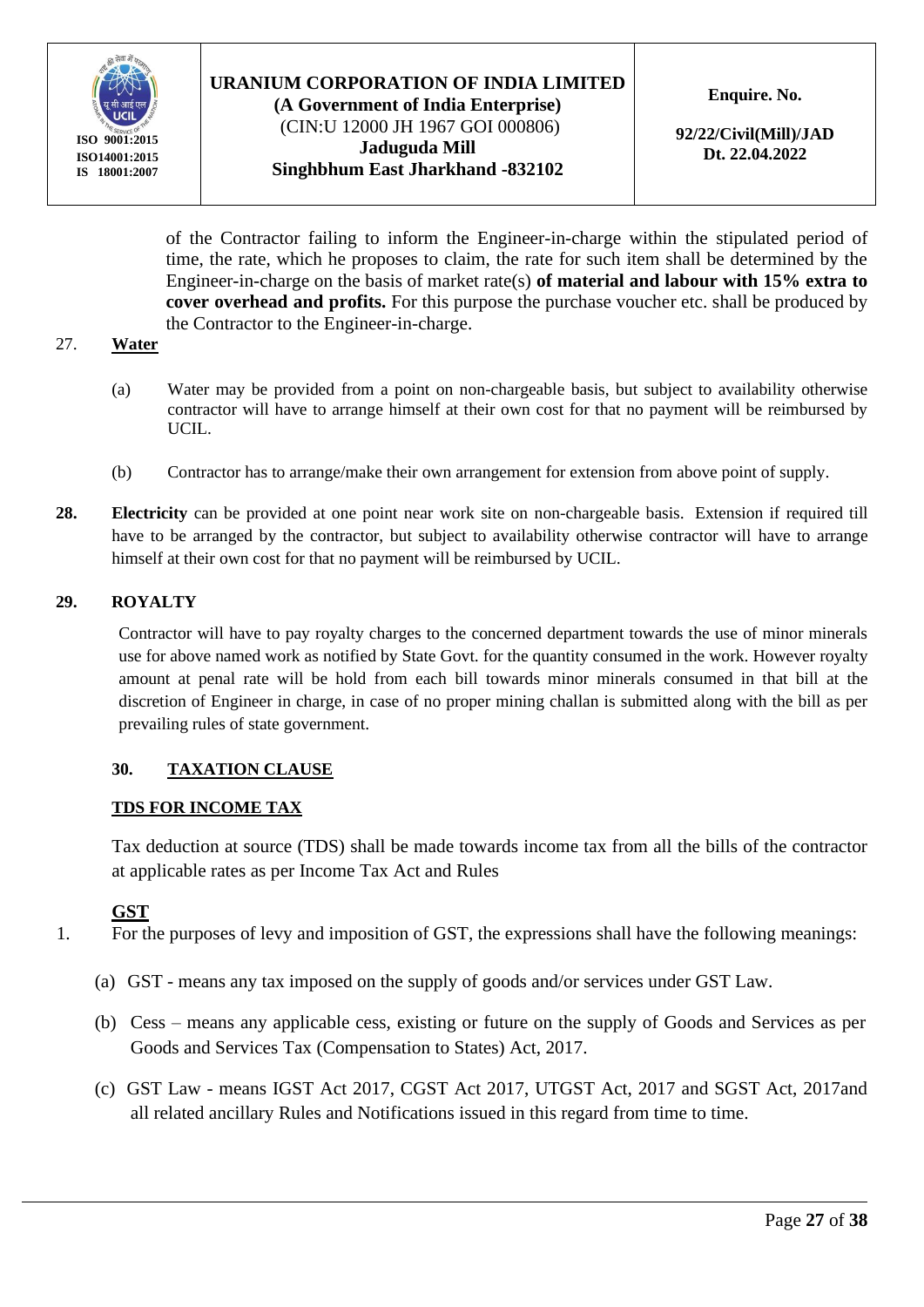of the Contractor failing to inform the Engineer-in-charge within the stipulated period of time, the rate, which he proposes to claim, the rate for such item shall be determined by the Engineer-in-charge on the basis of market rate(s) **of material and labour with 15% extra to cover overhead and profits.** For this purpose the purchase voucher etc. shall be produced by the Contractor to the Engineer-in-charge.

27. **Water**

(a) Water may be provided from a point on non-chargeable basis, but subject to availability otherwise contractor will have to arrange himself at their own cost for that no payment will be reimbursed by UCIL.

(b) Contractor has to arrange/make their own arrangement for extension from above point of supply.

**28.** **Electricity** can be provided at one point near work site on non-chargeable basis. Extension if required till have to be arranged by the contractor, but subject to availability otherwise contractor will have to arrange himself at their own cost for that no payment will be reimbursed by UCIL.

**29. ROYALTY**

Contractor will have to pay royalty charges to the concerned department towards the use of minor minerals use for above named work as notified by State Govt. for the quantity consumed in the work. However royalty amount at penal rate will be hold from each bill towards minor minerals consumed in that bill at the discretion of Engineer in charge, in case of no proper mining challan is submitted along with the bill as per prevailing rules of state government.

**30. TAXATION CLAUSE**

**TDS FOR INCOME TAX**

Tax deduction at source (TDS) shall be made towards income tax from all the bills of the contractor at applicable rates as per Income Tax Act and Rules

**GST**

1. For the purposes of levy and imposition of GST, the expressions shall have the following meanings:

(a) GST - means any tax imposed on the supply of goods and/or services under GST Law.

(b) Cess – means any applicable cess, existing or future on the supply of Goods and Services as per Goods and Services Tax (Compensation to States) Act, 2017.

(c) GST Law - means IGST Act 2017, CGST Act 2017, UTGST Act, 2017 and SGST Act, 2017and all related ancillary Rules and Notifications issued in this regard from time to time.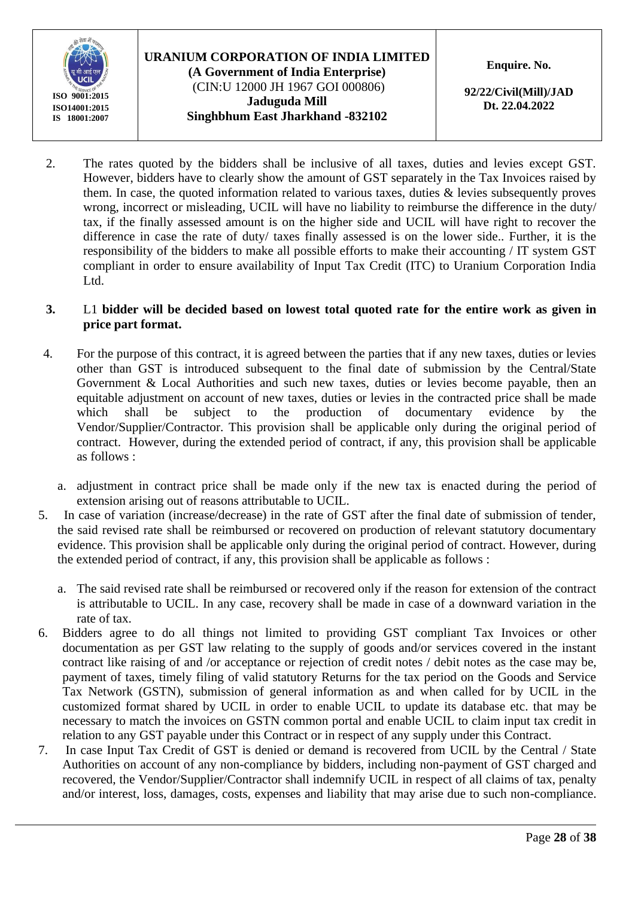2. The rates quoted by the bidders shall be inclusive of all taxes, duties and levies except GST. However, bidders have to clearly show the amount of GST separately in the Tax Invoices raised by them. In case, the quoted information related to various taxes, duties & levies subsequently proves wrong, incorrect or misleading, UCIL will have no liability to reimburse the difference in the duty/ tax, if the finally assessed amount is on the higher side and UCIL will have right to recover the difference in case the rate of duty/ taxes finally assessed is on the lower side.. Further, it is the responsibility of the bidders to make all possible efforts to make their accounting / IT system GST compliant in order to ensure availability of Input Tax Credit (ITC) to Uranium Corporation India Ltd.

3. L1 **bidder will be decided based on lowest total quoted rate for the entire work as given in price part format.**

4. For the purpose of this contract, it is agreed between the parties that if any new taxes, duties or levies other than GST is introduced subsequent to the final date of submission by the Central/State Government & Local Authorities and such new taxes, duties or levies become payable, then an equitable adjustment on account of new taxes, duties or levies in the contracted price shall be made which shall be subject to the production of documentary evidence by the Vendor/Supplier/Contractor. This provision shall be applicable only during the original period of contract. However, during the extended period of contract, if any, this provision shall be applicable as follows :

   a. adjustment in contract price shall be made only if the new tax is enacted during the period of extension arising out of reasons attributable to UCIL.

5. In case of variation (increase/decrease) in the rate of GST after the final date of submission of tender, the said revised rate shall be reimbursed or recovered on production of relevant statutory documentary evidence. This provision shall be applicable only during the original period of contract. However, during the extended period of contract, if any, this provision shall be applicable as follows :

   a. The said revised rate shall be reimbursed or recovered only if the reason for extension of the contract is attributable to UCIL. In any case, recovery shall be made in case of a downward variation in the rate of tax.

6. Bidders agree to do all things not limited to providing GST compliant Tax Invoices or other documentation as per GST law relating to the supply of goods and/or services covered in the instant contract like raising of and /or acceptance or rejection of credit notes / debit notes as the case may be, payment of taxes, timely filing of valid statutory Returns for the tax period on the Goods and Service Tax Network (GSTN), submission of general information as and when called for by UCIL in the customized format shared by UCIL in order to enable UCIL to update its database etc. that may be necessary to match the invoices on GSTN common portal and enable UCIL to claim input tax credit in relation to any GST payable under this Contract or in respect of any supply under this Contract.

7. In case Input Tax Credit of GST is denied or demand is recovered from UCIL by the Central / State Authorities on account of any non-compliance by bidders, including non-payment of GST charged and recovered, the Vendor/Supplier/Contractor shall indemnify UCIL in respect of all claims of tax, penalty and/or interest, loss, damages, costs, expenses and liability that may arise due to such non-compliance.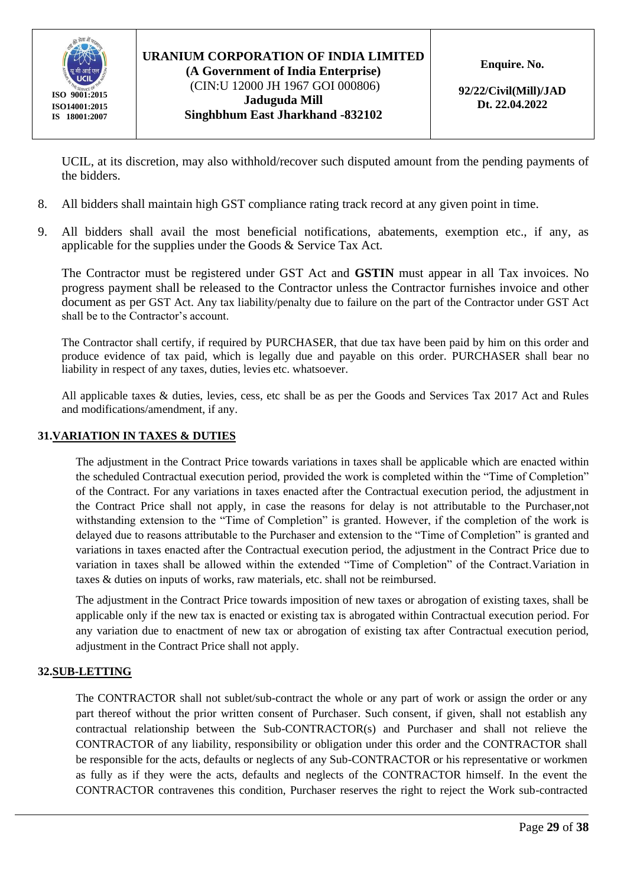UCIL, at its discretion, may also withhold/recover such disputed amount from the pending payments of the bidders.

8. All bidders shall maintain high GST compliance rating track record at any given point in time.

9. All bidders shall avail the most beneficial notifications, abatements, exemption etc., if any, as applicable for the supplies under the Goods & Service Tax Act.

   The Contractor must be registered under GST Act and **GSTIN** must appear in all Tax invoices. No progress payment shall be released to the Contractor unless the Contractor furnishes invoice and other document as per GST Act. Any tax liability/penalty due to failure on the part of the Contractor under GST Act shall be to the Contractor's account.

   The Contractor shall certify, if required by PURCHASER, that due tax have been paid by him on this order and produce evidence of tax paid, which is legally due and payable on this order. PURCHASER shall bear no liability in respect of any taxes, duties, levies etc. whatsoever.

   All applicable taxes & duties, levies, cess, etc shall be as per the Goods and Services Tax 2017 Act and Rules and modifications/amendment, if any.

## 31. VARIATION IN TAXES & DUTIES

The adjustment in the Contract Price towards variations in taxes shall be applicable which are enacted within the scheduled Contractual execution period, provided the work is completed within the "Time of Completion" of the Contract. For any variations in taxes enacted after the Contractual execution period, the adjustment in the Contract Price shall not apply, in case the reasons for delay is not attributable to the Purchaser,not withstanding extension to the "Time of Completion" is granted. However, if the completion of the work is delayed due to reasons attributable to the Purchaser and extension to the "Time of Completion" is granted and variations in taxes enacted after the Contractual execution period, the adjustment in the Contract Price due to variation in taxes shall be allowed within the extended "Time of Completion" of the Contract.Variation in taxes & duties on inputs of works, raw materials, etc. shall not be reimbursed.

The adjustment in the Contract Price towards imposition of new taxes or abrogation of existing taxes, shall be applicable only if the new tax is enacted or existing tax is abrogated within Contractual execution period. For any variation due to enactment of new tax or abrogation of existing tax after Contractual execution period, adjustment in the Contract Price shall not apply.

## 32. SUB-LETTING

The CONTRACTOR shall not sublet/sub-contract the whole or any part of work or assign the order or any part thereof without the prior written consent of Purchaser. Such consent, if given, shall not establish any contractual relationship between the Sub-CONTRACTOR(s) and Purchaser and shall not relieve the CONTRACTOR of any liability, responsibility or obligation under this order and the CONTRACTOR shall be responsible for the acts, defaults or neglects of any Sub-CONTRACTOR or his representative or workmen as fully as if they were the acts, defaults and neglects of the CONTRACTOR himself. In the event the CONTRACTOR contravenes this condition, Purchaser reserves the right to reject the Work sub-contracted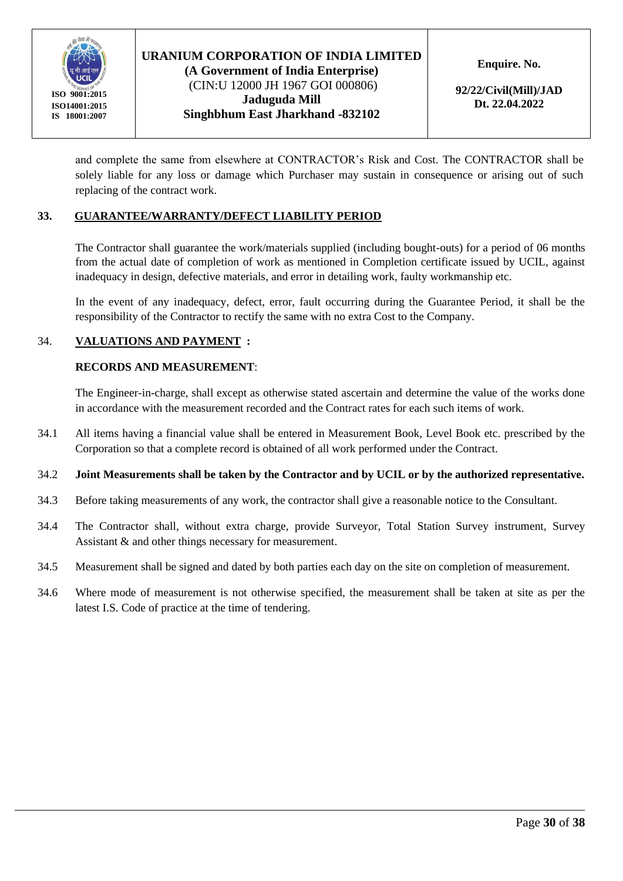and complete the same from elsewhere at CONTRACTOR's Risk and Cost. The CONTRACTOR shall be solely liable for any loss or damage which Purchaser may sustain in consequence or arising out of such replacing of the contract work.

## 33. GUARANTEE/WARRANTY/DEFECT LIABILITY PERIOD

The Contractor shall guarantee the work/materials supplied (including bought-outs) for a period of 06 months from the actual date of completion of work as mentioned in Completion certificate issued by UCIL, against inadequacy in design, defective materials, and error in detailing work, faulty workmanship etc.

In the event of any inadequacy, defect, error, fault occurring during the Guarantee Period, it shall be the responsibility of the Contractor to rectify the same with no extra Cost to the Company.

## 34. VALUATIONS AND PAYMENT :

**RECORDS AND MEASUREMENT**:

The Engineer-in-charge, shall except as otherwise stated ascertain and determine the value of the works done in accordance with the measurement recorded and the Contract rates for each such items of work.

34.1 All items having a financial value shall be entered in Measurement Book, Level Book etc. prescribed by the Corporation so that a complete record is obtained of all work performed under the Contract.

34.2 **Joint Measurements shall be taken by the Contractor and by UCIL or by the authorized representative.**

34.3 Before taking measurements of any work, the contractor shall give a reasonable notice to the Consultant.

34.4 The Contractor shall, without extra charge, provide Surveyor, Total Station Survey instrument, Survey Assistant & and other things necessary for measurement.

34.5 Measurement shall be signed and dated by both parties each day on the site on completion of measurement.

34.6 Where mode of measurement is not otherwise specified, the measurement shall be taken at site as per the latest I.S. Code of practice at the time of tendering.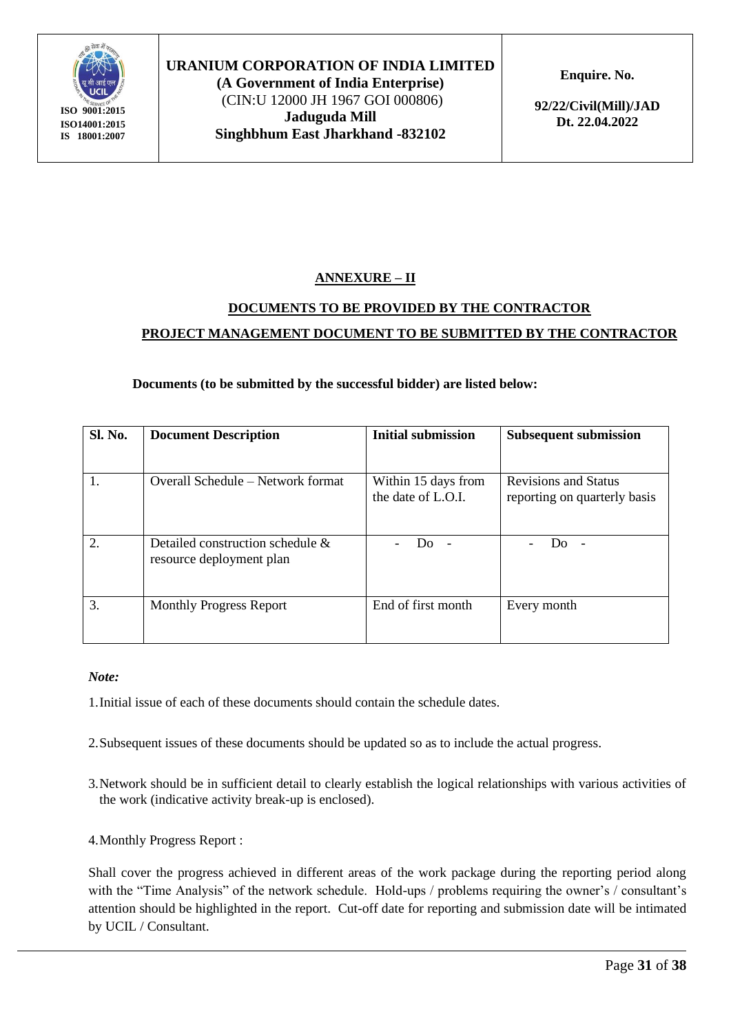| | **URANIUM CORPORATION OF INDIA LIMITED** **(A Government of India Enterprise)** (CIN:U 12000 JH 1967 GOI 000806) **Jaduguda Mill** **Singhbhum East Jharkhand -832102** | **Enquire. No.** **92/22/Civil(Mill)/JAD Dt. 22.04.2022** |
|---|---|---|

**ISO 9001:2015**
**ISO14001:2015**
**IS 18001:2007**

## ANNEXURE – II

### DOCUMENTS TO BE PROVIDED BY THE CONTRACTOR

### PROJECT MANAGEMENT DOCUMENT TO BE SUBMITTED BY THE CONTRACTOR

**Documents (to be submitted by the successful bidder) are listed below:**

| Sl. No. | Document Description | Initial submission | Subsequent submission |
|---|---|---|---|
| 1. | Overall Schedule – Network format | Within 15 days from the date of L.O.I. | Revisions and Status reporting on quarterly basis |
| 2. | Detailed construction schedule & resource deployment plan | - Do - | - Do - |
| 3. | Monthly Progress Report | End of first month | Every month |

*Note:*

1. Initial issue of each of these documents should contain the schedule dates.

2. Subsequent issues of these documents should be updated so as to include the actual progress.

3. Network should be in sufficient detail to clearly establish the logical relationships with various activities of the work (indicative activity break-up is enclosed).

4. Monthly Progress Report :

Shall cover the progress achieved in different areas of the work package during the reporting period along with the "Time Analysis" of the network schedule. Hold-ups / problems requiring the owner's / consultant's attention should be highlighted in the report. Cut-off date for reporting and submission date will be intimated by UCIL / Consultant.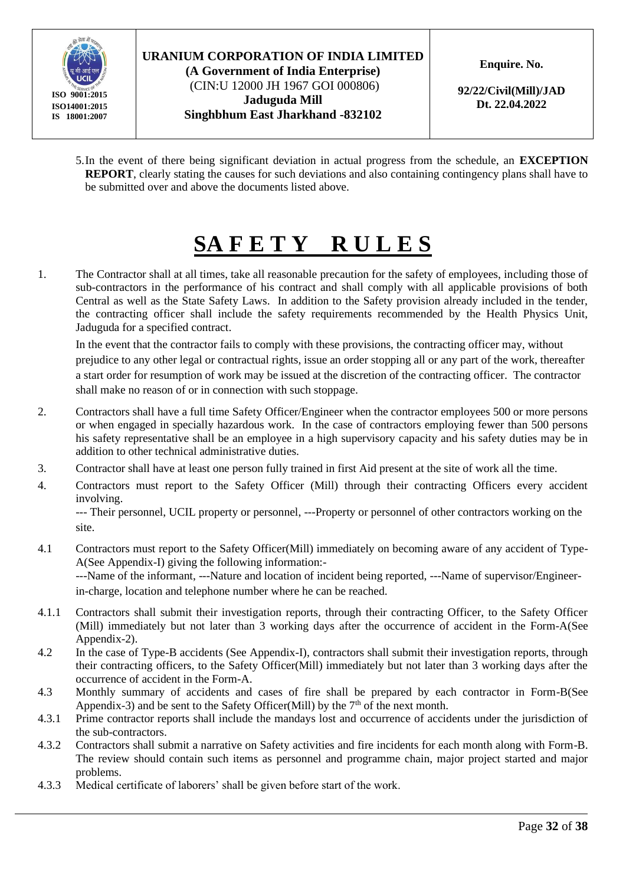5. In the event of there being significant deviation in actual progress from the schedule, an **EXCEPTION REPORT**, clearly stating the causes for such deviations and also containing contingency plans shall have to be submitted over and above the documents listed above.

# SAFETY RULES

1. The Contractor shall at all times, take all reasonable precaution for the safety of employees, including those of sub-contractors in the performance of his contract and shall comply with all applicable provisions of both Central as well as the State Safety Laws. In addition to the Safety provision already included in the tender, the contracting officer shall include the safety requirements recommended by the Health Physics Unit, Jaduguda for a specified contract.

   In the event that the contractor fails to comply with these provisions, the contracting officer may, without prejudice to any other legal or contractual rights, issue an order stopping all or any part of the work, thereafter a start order for resumption of work may be issued at the discretion of the contracting officer. The contractor shall make no reason of or in connection with such stoppage.

2. Contractors shall have a full time Safety Officer/Engineer when the contractor employees 500 or more persons or when engaged in specially hazardous work. In the case of contractors employing fewer than 500 persons his safety representative shall be an employee in a high supervisory capacity and his safety duties may be in addition to other technical administrative duties.

3. Contractor shall have at least one person fully trained in first Aid present at the site of work all the time.

4. Contractors must report to the Safety Officer (Mill) through their contracting Officers every accident involving.

   --- Their personnel, UCIL property or personnel, ---Property or personnel of other contractors working on the site.

4.1 Contractors must report to the Safety Officer(Mill) immediately on becoming aware of any accident of Type-A(See Appendix-I) giving the following information:-

   ---Name of the informant, ---Nature and location of incident being reported, ---Name of supervisor/Engineer-in-charge, location and telephone number where he can be reached.

4.1.1 Contractors shall submit their investigation reports, through their contracting Officer, to the Safety Officer (Mill) immediately but not later than 3 working days after the occurrence of accident in the Form-A(See Appendix-2).

4.2 In the case of Type-B accidents (See Appendix-I), contractors shall submit their investigation reports, through their contracting officers, to the Safety Officer(Mill) immediately but not later than 3 working days after the occurrence of accident in the Form-A.

4.3 Monthly summary of accidents and cases of fire shall be prepared by each contractor in Form-B(See Appendix-3) and be sent to the Safety Officer(Mill) by the 7th of the next month.

4.3.1 Prime contractor reports shall include the mandays lost and occurrence of accidents under the jurisdiction of the sub-contractors.

4.3.2 Contractors shall submit a narrative on Safety activities and fire incidents for each month along with Form-B. The review should contain such items as personnel and programme chain, major project started and major problems.

4.3.3 Medical certificate of laborers' shall be given before start of the work.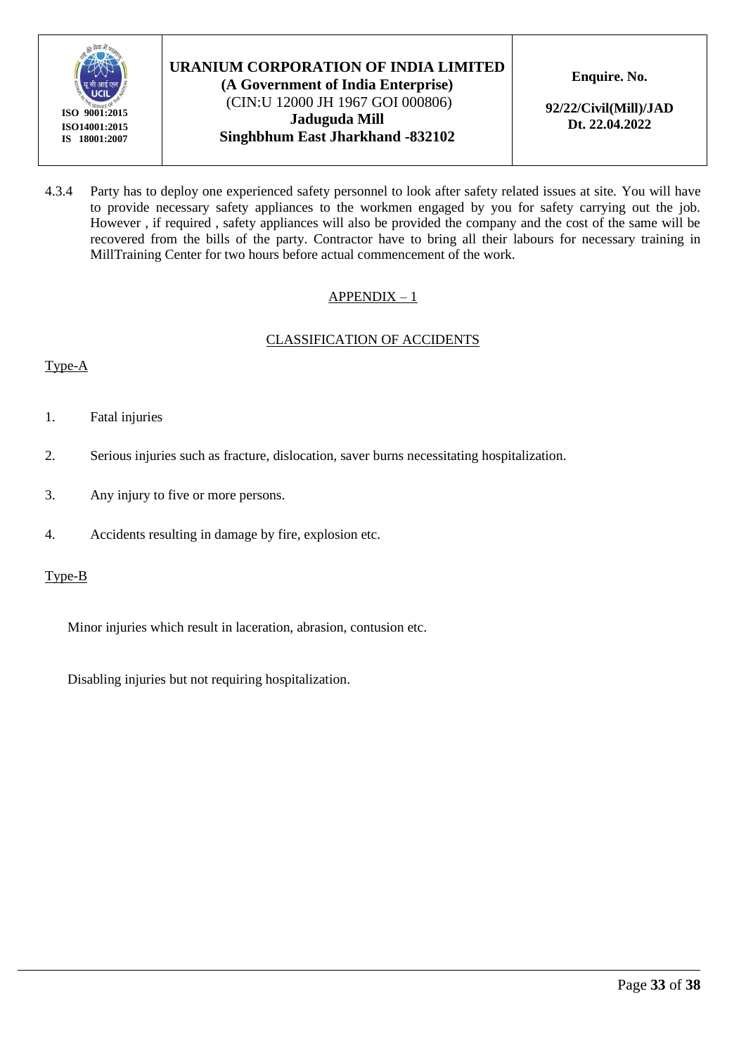4.3.4 Party has to deploy one experienced safety personnel to look after safety related issues at site. You will have to provide necessary safety appliances to the workmen engaged by you for safety carrying out the job. However , if required , safety appliances will also be provided the company and the cost of the same will be recovered from the bills of the party. Contractor have to bring all their labours for necessary training in MillTraining Center for two hours before actual commencement of the work.

## APPENDIX – 1

## CLASSIFICATION OF ACCIDENTS

### Type-A

1. Fatal injuries
2. Serious injuries such as fracture, dislocation, saver burns necessitating hospitalization.
3. Any injury to five or more persons.
4. Accidents resulting in damage by fire, explosion etc.

### Type-B

Minor injuries which result in laceration, abrasion, contusion etc.

Disabling injuries but not requiring hospitalization.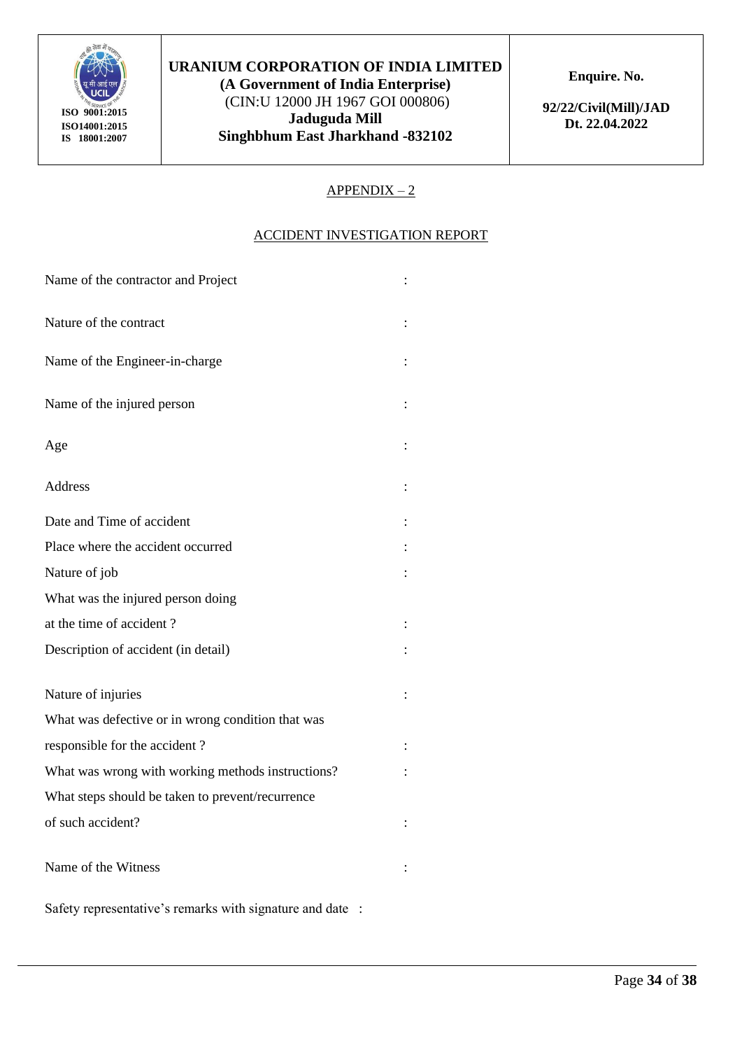| URANIUM CORPORATION OF INDIA LIMITED (A Government of India Enterprise) (CIN:U 12000 JH 1967 GOI 000806) Jaduguda Mill Singhbhum East Jharkhand -832102 | Enquire. No. 92/22/Civil(Mill)/JAD Dt. 22.04.2022 |
|---|---|

ISO 9001:2015
ISO14001:2015
IS 18001:2007

## APPENDIX – 2

## ACCIDENT INVESTIGATION REPORT

Name of the contractor and Project :

Nature of the contract :

Name of the Engineer-in-charge :

Name of the injured person :

Age :

Address :

Date and Time of accident :

Place where the accident occurred :

Nature of job :

What was the injured person doing at the time of accident ? :

Description of accident (in detail) :

Nature of injuries :

What was defective or in wrong condition that was responsible for the accident ? :

What was wrong with working methods instructions? :

What steps should be taken to prevent/recurrence of such accident? :

Name of the Witness :

Safety representative's remarks with signature and date :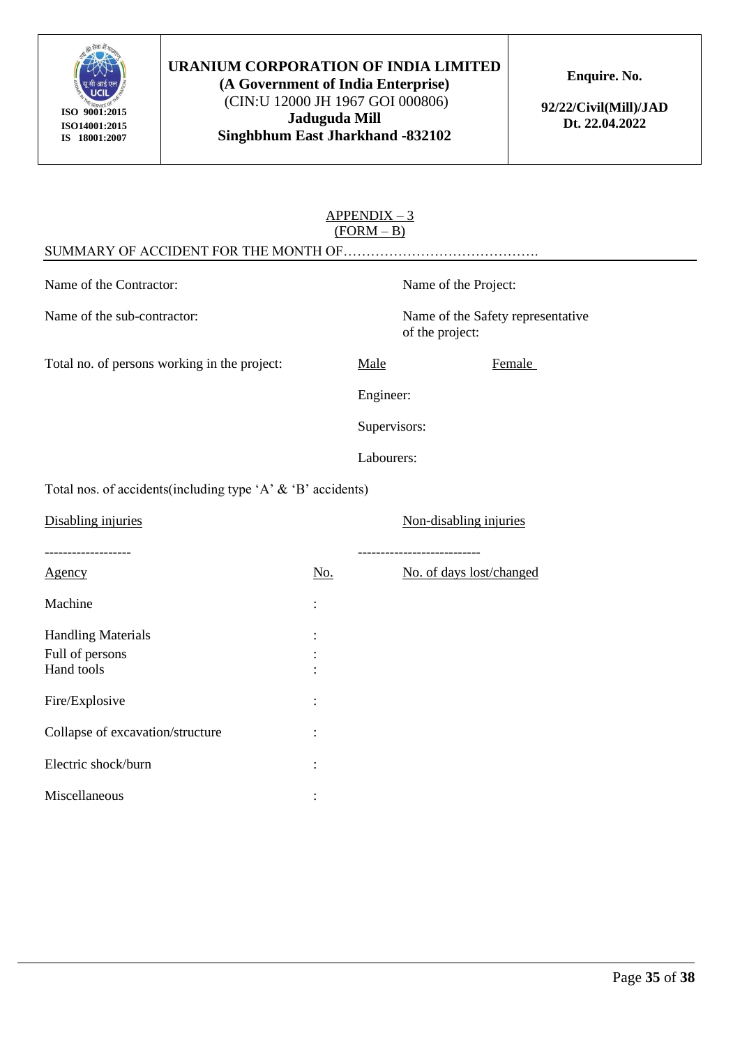APPENDIX – 3
(FORM – B)

SUMMARY OF ACCIDENT FOR THE MONTH OF……………………………………

Name of the Contractor: Name of the Project:

Name of the sub-contractor: Name of the Safety representative of the project:

Total no. of persons working in the project: Male Female

Engineer:

Supervisors:

Labourers:

Total nos. of accidents(including type 'A' & 'B' accidents)

Disabling injuries Non-disabling injuries

------------------- ---------------------------

| Agency | No. | No. of days lost/changed |
|---|---|---|
| Machine | : | |
| Handling Materials | : | |
| Full of persons | : | |
| Hand tools | : | |
| Fire/Explosive | : | |
| Collapse of excavation/structure | : | |
| Electric shock/burn | : | |
| Miscellaneous | : | |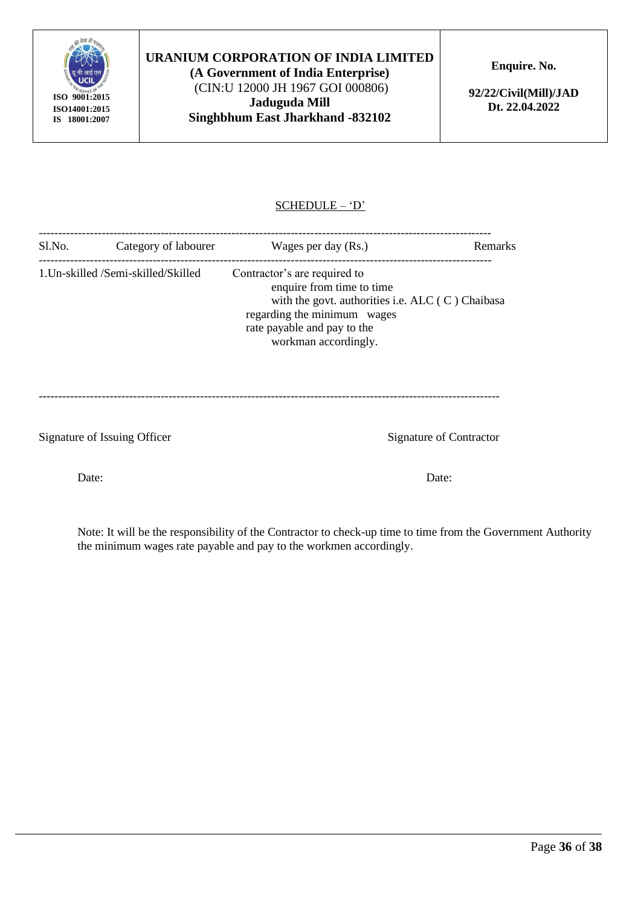**URANIUM CORPORATION OF INDIA LIMITED**
**(A Government of India Enterprise)**
(CIN:U 12000 JH 1967 GOI 000806)
**Jaduguda Mill**
**Singhbhum East Jharkhand -832102**

ISO 9001:2015
ISO14001:2015
IS 18001:2007

**Enquire. No.**

**92/22/Civil(Mill)/JAD**
**Dt. 22.04.2022**

SCHEDULE – 'D'

| Sl.No. | Category of labourer | Wages per day (Rs.) | Remarks |
|---|---|---|---|
| 1. | Un-skilled /Semi-skilled/Skilled | Contractor's are required to enquire from time to time with the govt. authorities i.e. ALC ( C ) Chaibasa regarding the minimum wages rate payable and pay to the workman accordingly. | |

Signature of Issuing Officer

Date:

Signature of Contractor

Date:

Note: It will be the responsibility of the Contractor to check-up time to time from the Government Authority the minimum wages rate payable and pay to the workmen accordingly.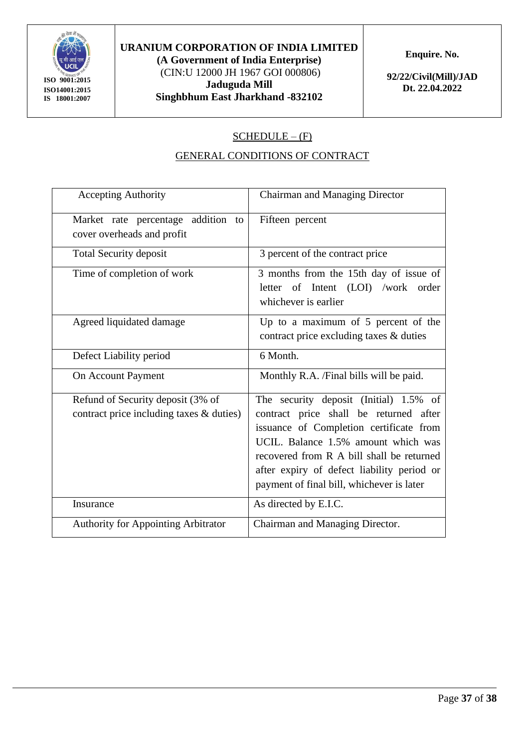| URANIUM CORPORATION OF INDIA LIMITED (A Government of India Enterprise) (CIN:U 12000 JH 1967 GOI 000806) Jaduguda Mill Singhbhum East Jharkhand -832102 | Enquire. No. 92/22/Civil(Mill)/JAD Dt. 22.04.2022 |
|---|---|

ISO 9001:2015
ISO14001:2015
IS 18001:2007

## SCHEDULE – (F)

## GENERAL CONDITIONS OF CONTRACT

| Accepting Authority | Chairman and Managing Director |
|---|---|
| Market rate percentage addition to cover overheads and profit | Fifteen percent |
| Total Security deposit | 3 percent of the contract price |
| Time of completion of work | 3 months from the 15th day of issue of letter of Intent (LOI) /work order whichever is earlier |
| Agreed liquidated damage | Up to a maximum of 5 percent of the contract price excluding taxes & duties |
| Defect Liability period | 6 Month. |
| On Account Payment | Monthly R.A. /Final bills will be paid. |
| Refund of Security deposit (3% of contract price including taxes & duties) | The security deposit (Initial) 1.5% of contract price shall be returned after issuance of Completion certificate from UCIL. Balance 1.5% amount which was recovered from R A bill shall be returned after expiry of defect liability period or payment of final bill, whichever is later |
| Insurance | As directed by E.I.C. |
| Authority for Appointing Arbitrator | Chairman and Managing Director. |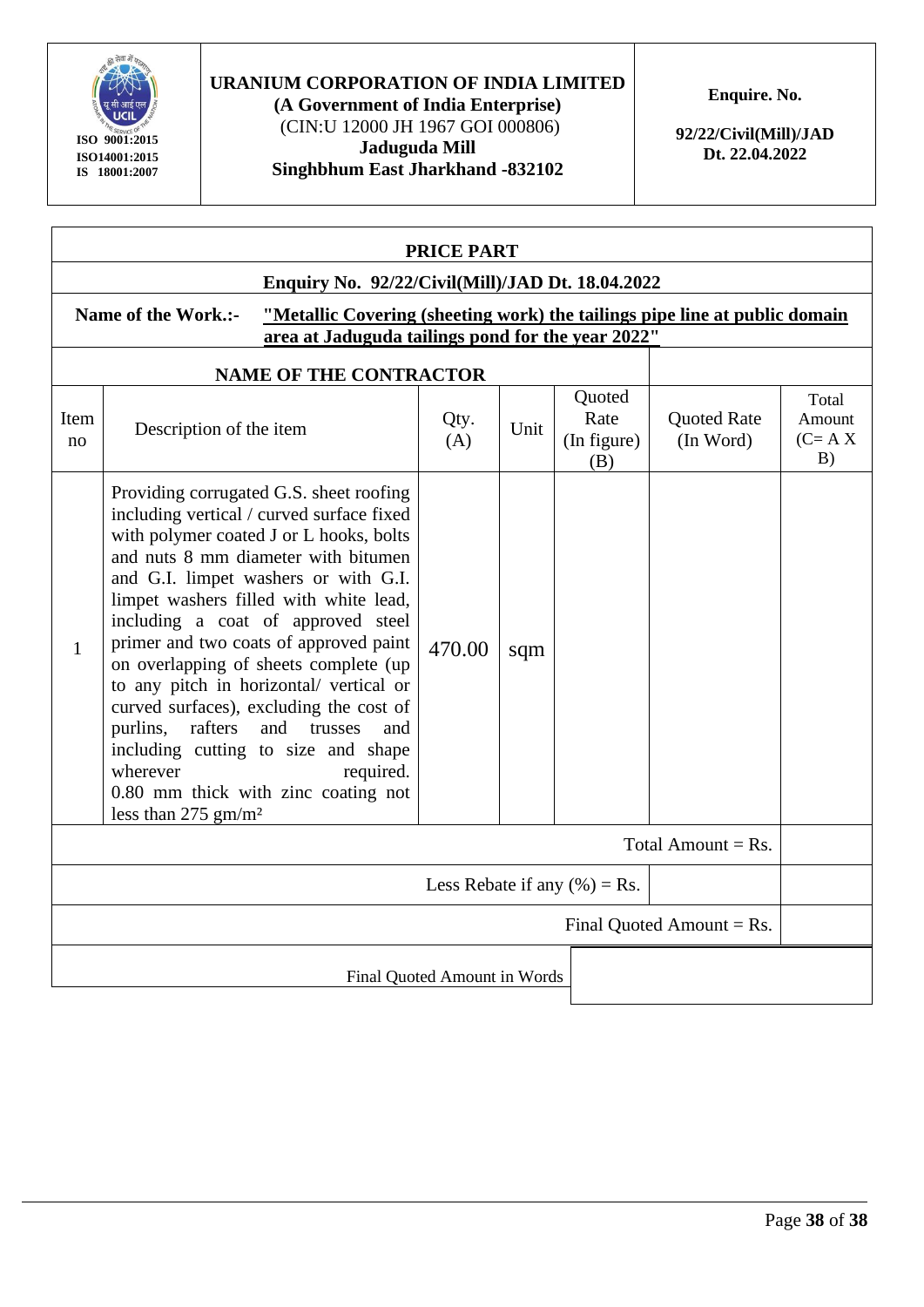| | | |
|---|---|---|
| ISO 9001:2015<br>ISO14001:2015<br>IS 18001:2007 | **URANIUM CORPORATION OF INDIA LIMITED**<br>**(A Government of India Enterprise)**<br>(CIN:U 12000 JH 1967 GOI 000806)<br>**Jaduguda Mill**<br>**Singhbhum East Jharkhand -832102** | **Enquire. No.**<br>**92/22/Civil(Mill)/JAD**<br>**Dt. 22.04.2022** |

## PRICE PART

**Enquiry No. 92/22/Civil(Mill)/JAD Dt. 18.04.2022**

**Name of the Work.:-** **"Metallic Covering (sheeting work) the tailings pipe line at public domain area at Jaduguda tailings pond for the year 2022"**

**NAME OF THE CONTRACTOR**

| Item no | Description of the item | Qty. (A) | Unit | Quoted Rate (In figure) (B) | Quoted Rate (In Word) | Total Amount (C= A X B) |
|---|---|---|---|---|---|---|
| 1 | Providing corrugated G.S. sheet roofing including vertical / curved surface fixed with polymer coated J or L hooks, bolts and nuts 8 mm diameter with bitumen and G.I. limpet washers or with G.I. limpet washers filled with white lead, including a coat of approved steel primer and two coats of approved paint on overlapping of sheets complete (up to any pitch in horizontal/ vertical or curved surfaces), excluding the cost of purlins, rafters and trusses and including cutting to size and shape wherever required. 0.80 mm thick with zinc coating not less than 275 gm/m² | 470.00 | sqm | | | |
| | | | | | Total Amount = Rs. | |
| | | | | Less Rebate if any (%) = Rs. | | |
| | | | | | Final Quoted Amount = Rs. | |
| | | | Final Quoted Amount in Words | | | |